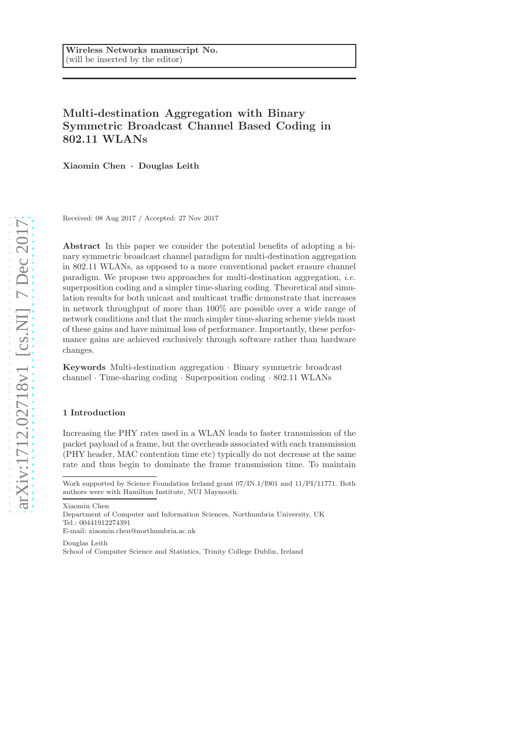**Wireless Networks manuscript No.**
(will be inserted by the editor)

# Multi-destination Aggregation with Binary Symmetric Broadcast Channel Based Coding in 802.11 WLANs

**Xiaomin Chen · Douglas Leith**

Received: 08 Aug 2017 / Accepted: 27 Nov 2017

**Abstract** In this paper we consider the potential benefits of adopting a binary symmetric broadcast channel paradigm for multi-destination aggregation in 802.11 WLANs, as opposed to a more conventional packet erasure channel paradigm. We propose two approaches for multi-destination aggregation, *i.e.* superposition coding and a simpler time-sharing coding. Theoretical and simulation results for both unicast and multicast traffic demonstrate that increases in network throughput of more than 100% are possible over a wide range of network conditions and that the much simpler time-sharing scheme yields most of these gains and have minimal loss of performance. Importantly, these performance gains are achieved exclusively through software rather than hardware changes.

**Keywords** Multi-destination aggregation · Binary symmetric broadcast channel · Time-sharing coding · Superposition coding · 802.11 WLANs

## 1 Introduction

Increasing the PHY rates used in a WLAN leads to faster transmission of the packet payload of a frame, but the overheads associated with each transmission (PHY header, MAC contention time etc) typically do not decrease at the same rate and thus begin to dominate the frame transmission time. To maintain

Work supported by Science Foundation Ireland grant 07/IN.1/I901 and 11/PI/11771. Both authors were with Hamilton Institute, NUI Maynooth.

Xiaomin Chen
Department of Computer and Information Sciences, Northumbria University, UK
Tel.: 00441912274391
E-mail: xiaomin.chen@northumbria.ac.uk

Douglas Leith
School of Computer Science and Statistics, Trinity College Dublin, Ireland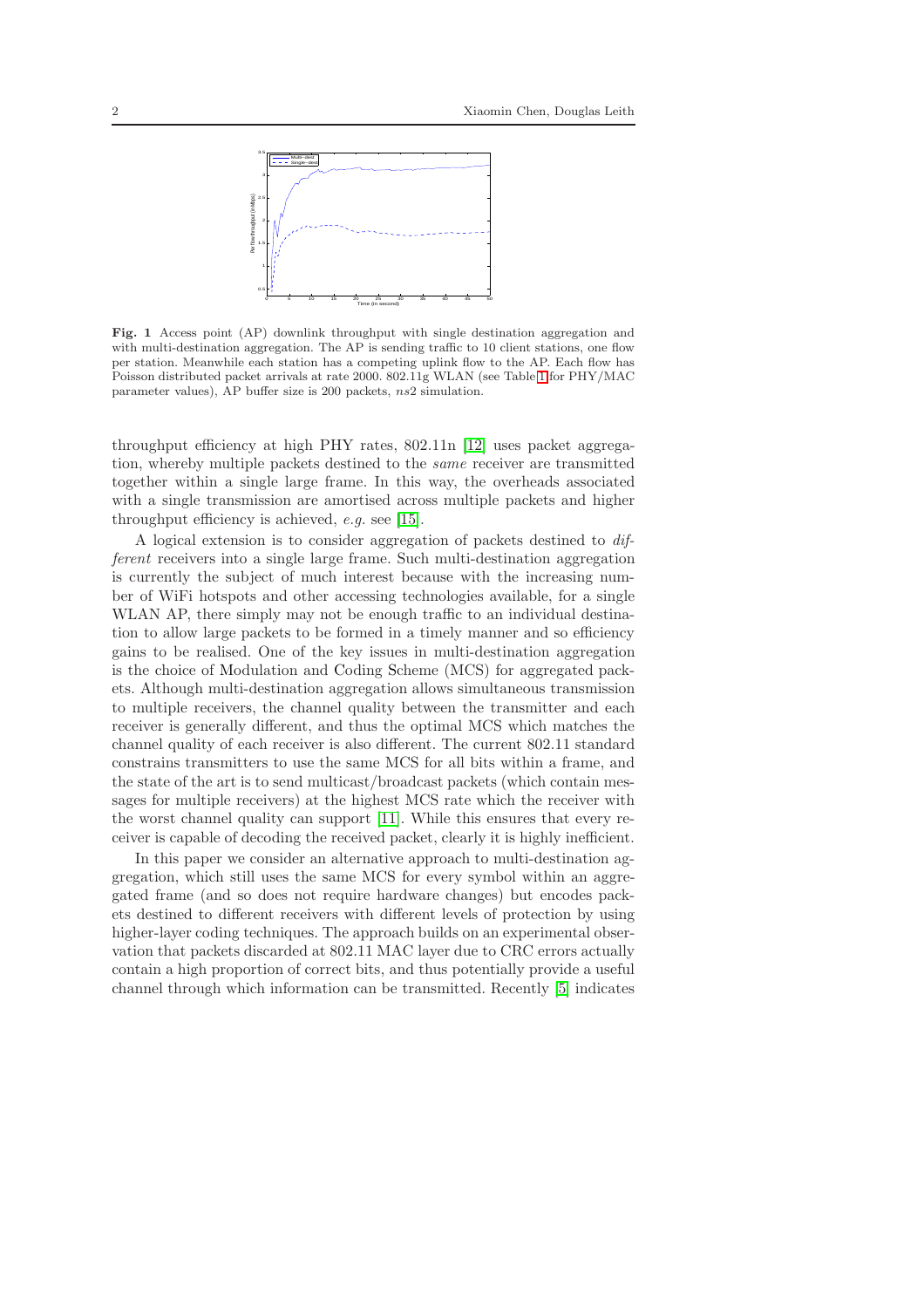Multi-dest
Single-dest

Per flow throughput (in Mbps)

Time (in second)

0.5
1
1.5
2
2.5
3
3.5

0
5
10
15
20
25
30
35
40
45
50

**Fig. 1** Access point (AP) downlink throughput with single destination aggregation and with multi-destination aggregation. The AP is sending traffic to 10 client stations, one flow per station. Meanwhile each station has a competing uplink flow to the AP. Each flow has Poisson distributed packet arrivals at rate 2000. 802.11g WLAN (see Table 1 for PHY/MAC parameter values), AP buffer size is 200 packets, *ns*2 simulation.

throughput efficiency at high PHY rates, 802.11n [12] uses packet aggregation, whereby multiple packets destined to the *same* receiver are transmitted together within a single large frame. In this way, the overheads associated with a single transmission are amortised across multiple packets and higher throughput efficiency is achieved, *e.g.* see [15].

A logical extension is to consider aggregation of packets destined to *different* receivers into a single large frame. Such multi-destination aggregation is currently the subject of much interest because with the increasing number of WiFi hotspots and other accessing technologies available, for a single WLAN AP, there simply may not be enough traffic to an individual destination to allow large packets to be formed in a timely manner and so efficiency gains to be realised. One of the key issues in multi-destination aggregation is the choice of Modulation and Coding Scheme (MCS) for aggregated packets. Although multi-destination aggregation allows simultaneous transmission to multiple receivers, the channel quality between the transmitter and each receiver is generally different, and thus the optimal MCS which matches the channel quality of each receiver is also different. The current 802.11 standard constrains transmitters to use the same MCS for all bits within a frame, and the state of the art is to send multicast/broadcast packets (which contain messages for multiple receivers) at the highest MCS rate which the receiver with the worst channel quality can support [11]. While this ensures that every receiver is capable of decoding the received packet, clearly it is highly inefficient.

In this paper we consider an alternative approach to multi-destination aggregation, which still uses the same MCS for every symbol within an aggregated frame (and so does not require hardware changes) but encodes packets destined to different receivers with different levels of protection by using higher-layer coding techniques. The approach builds on an experimental observation that packets discarded at 802.11 MAC layer due to CRC errors actually contain a high proportion of correct bits, and thus potentially provide a useful channel through which information can be transmitted. Recently [5] indicates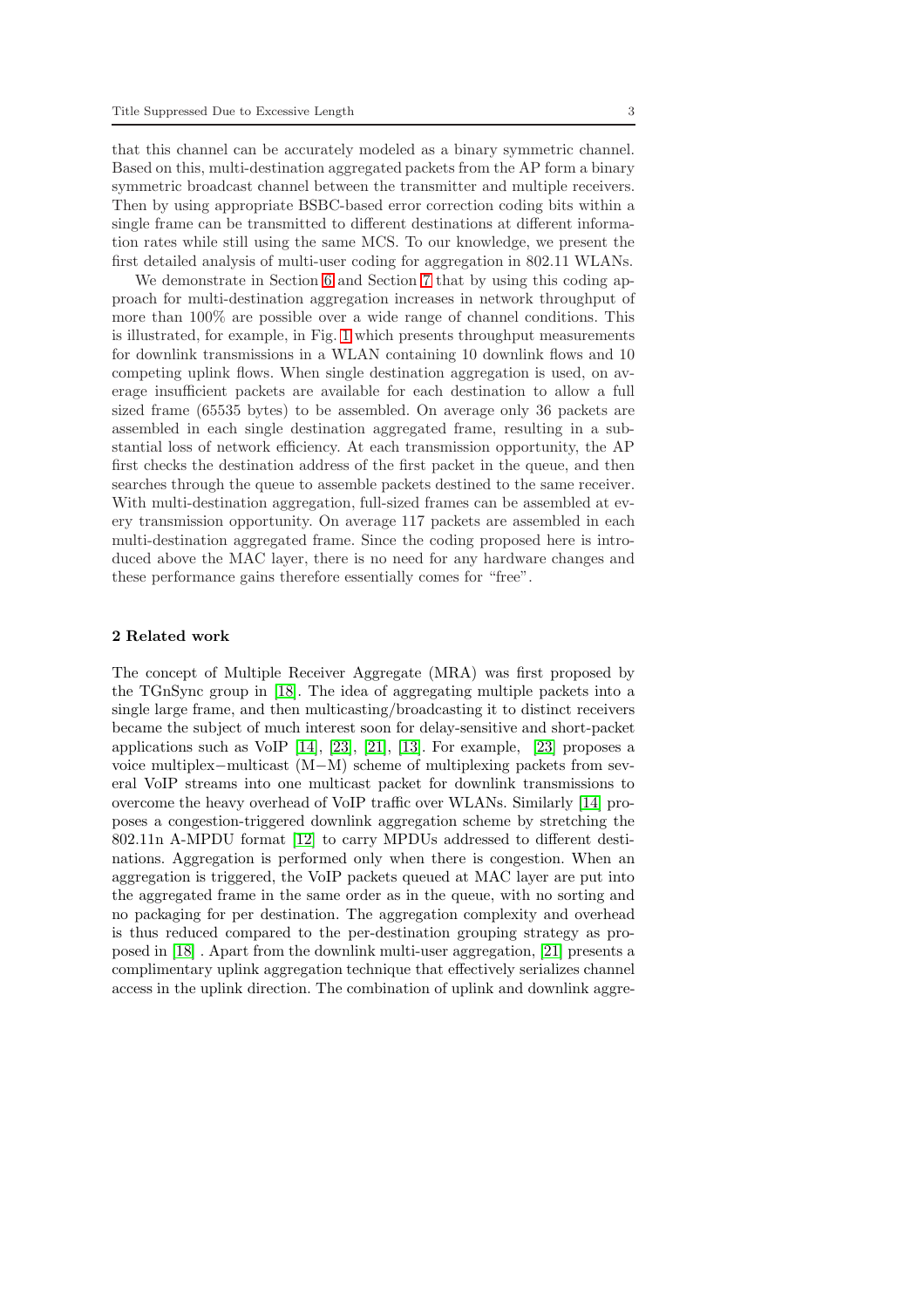that this channel can be accurately modeled as a binary symmetric channel. Based on this, multi-destination aggregated packets from the AP form a binary symmetric broadcast channel between the transmitter and multiple receivers. Then by using appropriate BSBC-based error correction coding bits within a single frame can be transmitted to different destinations at different information rates while still using the same MCS. To our knowledge, we present the first detailed analysis of multi-user coding for aggregation in 802.11 WLANs.

We demonstrate in Section 6 and Section 7 that by using this coding approach for multi-destination aggregation increases in network throughput of more than 100% are possible over a wide range of channel conditions. This is illustrated, for example, in Fig. 1 which presents throughput measurements for downlink transmissions in a WLAN containing 10 downlink flows and 10 competing uplink flows. When single destination aggregation is used, on average insufficient packets are available for each destination to allow a full sized frame (65535 bytes) to be assembled. On average only 36 packets are assembled in each single destination aggregated frame, resulting in a substantial loss of network efficiency. At each transmission opportunity, the AP first checks the destination address of the first packet in the queue, and then searches through the queue to assemble packets destined to the same receiver. With multi-destination aggregation, full-sized frames can be assembled at every transmission opportunity. On average 117 packets are assembled in each multi-destination aggregated frame. Since the coding proposed here is introduced above the MAC layer, there is no need for any hardware changes and these performance gains therefore essentially comes for "free".

## 2 Related work

The concept of Multiple Receiver Aggregate (MRA) was first proposed by the TGnSync group in [18]. The idea of aggregating multiple packets into a single large frame, and then multicasting/broadcasting it to distinct receivers became the subject of much interest soon for delay-sensitive and short-packet applications such as VoIP [14], [23], [21], [13]. For example, [23] proposes a voice multiplex−multicast (M−M) scheme of multiplexing packets from several VoIP streams into one multicast packet for downlink transmissions to overcome the heavy overhead of VoIP traffic over WLANs. Similarly [14] proposes a congestion-triggered downlink aggregation scheme by stretching the 802.11n A-MPDU format [12] to carry MPDUs addressed to different destinations. Aggregation is performed only when there is congestion. When an aggregation is triggered, the VoIP packets queued at MAC layer are put into the aggregated frame in the same order as in the queue, with no sorting and no packaging for per destination. The aggregation complexity and overhead is thus reduced compared to the per-destination grouping strategy as proposed in [18] . Apart from the downlink multi-user aggregation, [21] presents a complimentary uplink aggregation technique that effectively serializes channel access in the uplink direction. The combination of uplink and downlink aggre-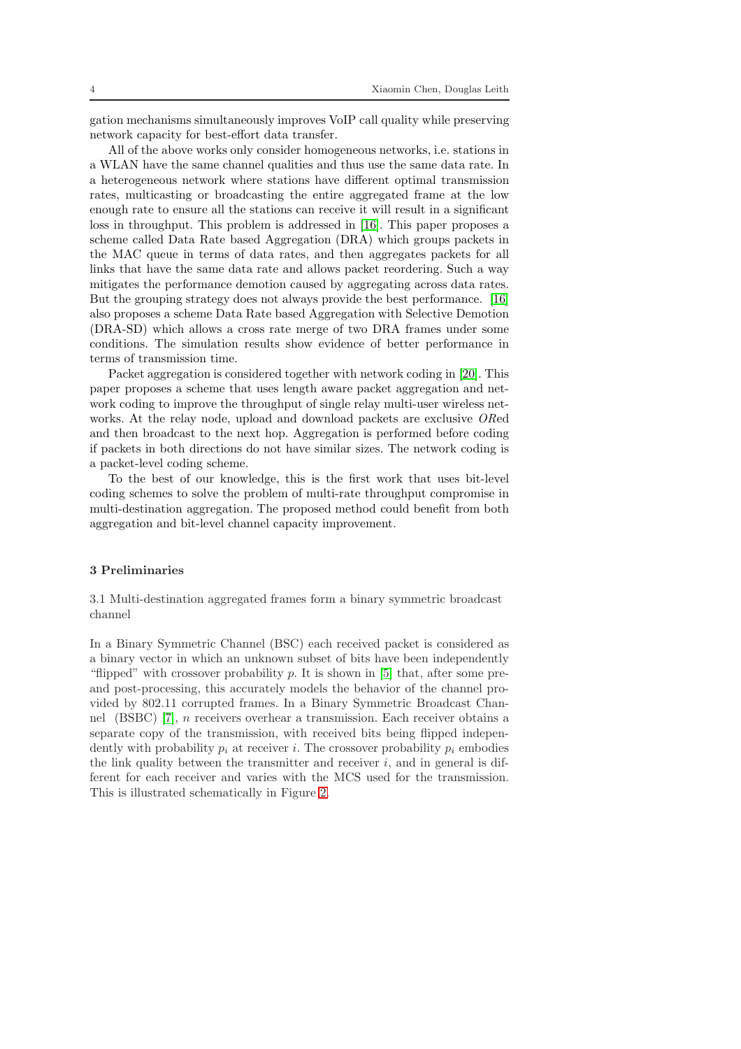gation mechanisms simultaneously improves VoIP call quality while preserving network capacity for best-effort data transfer.

All of the above works only consider homogeneous networks, i.e. stations in a WLAN have the same channel qualities and thus use the same data rate. In a heterogeneous network where stations have different optimal transmission rates, multicasting or broadcasting the entire aggregated frame at the low enough rate to ensure all the stations can receive it will result in a significant loss in throughput. This problem is addressed in [16]. This paper proposes a scheme called Data Rate based Aggregation (DRA) which groups packets in the MAC queue in terms of data rates, and then aggregates packets for all links that have the same data rate and allows packet reordering. Such a way mitigates the performance demotion caused by aggregating across data rates. But the grouping strategy does not always provide the best performance. [16] also proposes a scheme Data Rate based Aggregation with Selective Demotion (DRA-SD) which allows a cross rate merge of two DRA frames under some conditions. The simulation results show evidence of better performance in terms of transmission time.

Packet aggregation is considered together with network coding in [20]. This paper proposes a scheme that uses length aware packet aggregation and network coding to improve the throughput of single relay multi-user wireless networks. At the relay node, upload and download packets are exclusive *OR*ed and then broadcast to the next hop. Aggregation is performed before coding if packets in both directions do not have similar sizes. The network coding is a packet-level coding scheme.

To the best of our knowledge, this is the first work that uses bit-level coding schemes to solve the problem of multi-rate throughput compromise in multi-destination aggregation. The proposed method could benefit from both aggregation and bit-level channel capacity improvement.

## 3 Preliminaries

### 3.1 Multi-destination aggregated frames form a binary symmetric broadcast channel

In a Binary Symmetric Channel (BSC) each received packet is considered as a binary vector in which an unknown subset of bits have been independently "flipped" with crossover probability $p$. It is shown in [5] that, after some pre- and post-processing, this accurately models the behavior of the channel provided by 802.11 corrupted frames. In a Binary Symmetric Broadcast Channel (BSBC) [7], $n$ receivers overhear a transmission. Each receiver obtains a separate copy of the transmission, with received bits being flipped independently with probability $p_i$ at receiver $i$. The crossover probability $p_i$ embodies the link quality between the transmitter and receiver $i$, and in general is different for each receiver and varies with the MCS used for the transmission. This is illustrated schematically in Figure 2.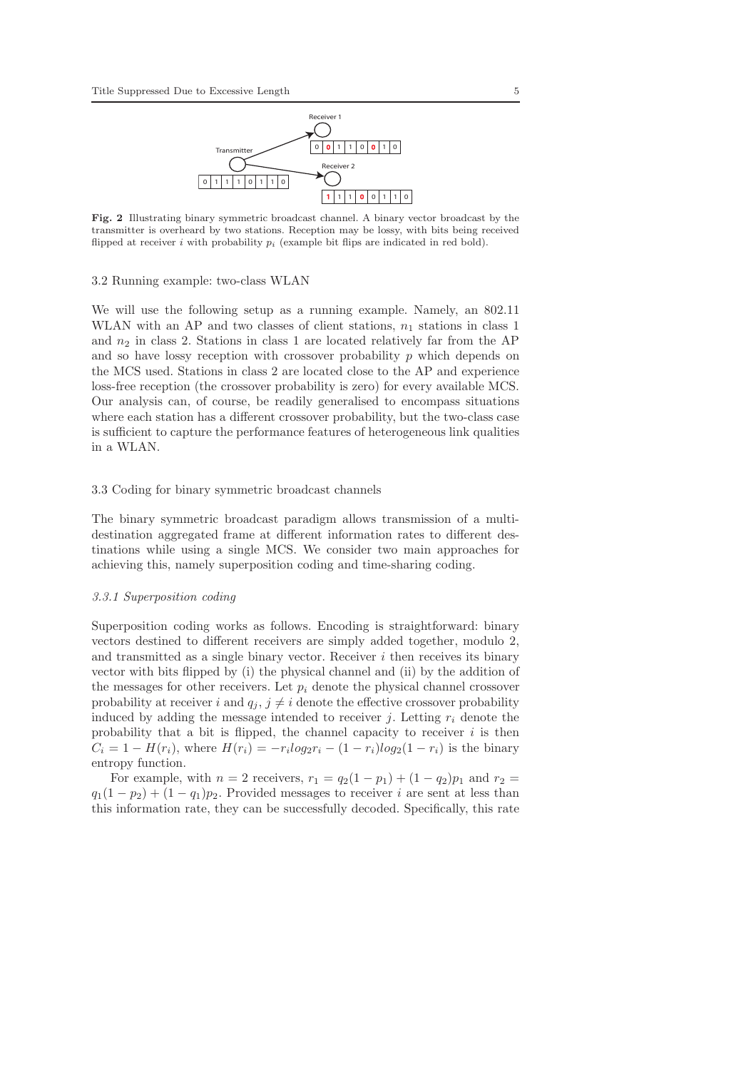Receiver 1

Transmitter

0 0 1 1 0 0 1 0

Receiver 2

0 1 1 1 0 1 1 0

1 1 1 0 0 1 1 0

**Fig. 2** Illustrating binary symmetric broadcast channel. A binary vector broadcast by the transmitter is overheard by two stations. Reception may be lossy, with bits being received flipped at receiver $i$ with probability $p_i$ (example bit flips are indicated in red bold).

### 3.2 Running example: two-class WLAN

We will use the following setup as a running example. Namely, an 802.11 WLAN with an AP and two classes of client stations, $n_1$ stations in class 1 and $n_2$ in class 2. Stations in class 1 are located relatively far from the AP and so have lossy reception with crossover probability $p$ which depends on the MCS used. Stations in class 2 are located close to the AP and experience loss-free reception (the crossover probability is zero) for every available MCS. Our analysis can, of course, be readily generalised to encompass situations where each station has a different crossover probability, but the two-class case is sufficient to capture the performance features of heterogeneous link qualities in a WLAN.

### 3.3 Coding for binary symmetric broadcast channels

The binary symmetric broadcast paradigm allows transmission of a multi-destination aggregated frame at different information rates to different destinations while using a single MCS. We consider two main approaches for achieving this, namely superposition coding and time-sharing coding.

#### *3.3.1 Superposition coding*

Superposition coding works as follows. Encoding is straightforward: binary vectors destined to different receivers are simply added together, modulo 2, and transmitted as a single binary vector. Receiver $i$ then receives its binary vector with bits flipped by (i) the physical channel and (ii) by the addition of the messages for other receivers. Let $p_i$ denote the physical channel crossover probability at receiver $i$ and $q_j, j \neq i$ denote the effective crossover probability induced by adding the message intended to receiver $j$. Letting $r_i$ denote the probability that a bit is flipped, the channel capacity to receiver $i$ is then $C_i = 1 - H(r_i)$, where $H(r_i) = -r_i log_2 r_i - (1-r_i) log_2(1-r_i)$ is the binary entropy function.

For example, with $n = 2$ receivers, $r_1 = q_2(1-p_1) + (1-q_2)p_1$ and $r_2 = q_1(1-p_2) + (1-q_1)p_2$. Provided messages to receiver $i$ are sent at less than this information rate, they can be successfully decoded. Specifically, this rate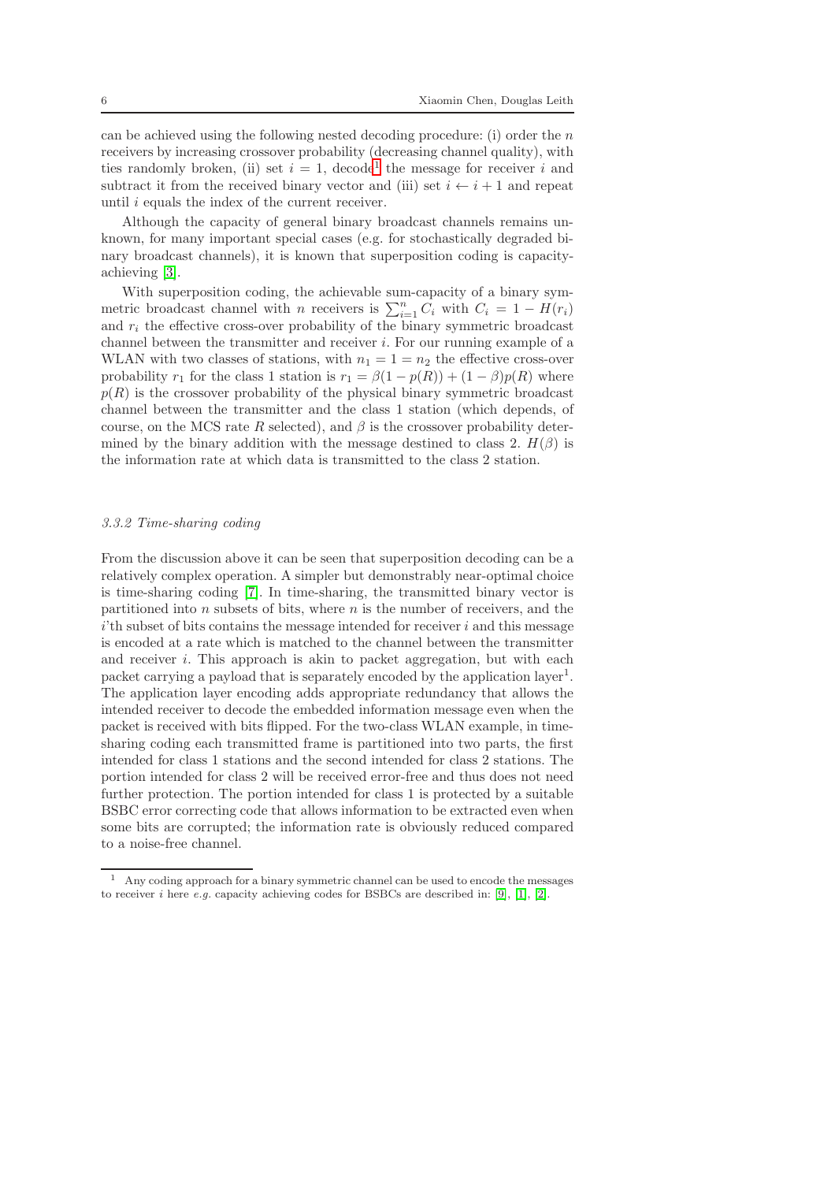can be achieved using the following nested decoding procedure: (i) order the $n$ receivers by increasing crossover probability (decreasing channel quality), with ties randomly broken, (ii) set $i = 1$, decode[1] the message for receiver $i$ and subtract it from the received binary vector and (iii) set $i \leftarrow i + 1$ and repeat until $i$ equals the index of the current receiver.

Although the capacity of general binary broadcast channels remains unknown, for many important special cases (e.g. for stochastically degraded binary broadcast channels), it is known that superposition coding is capacity-achieving [3].

With superposition coding, the achievable sum-capacity of a binary symmetric broadcast channel with $n$ receivers is $\sum_{i=1}^{n} C_i$ with $C_i = 1 - H(r_i)$ and $r_i$ the effective cross-over probability of the binary symmetric broadcast channel between the transmitter and receiver $i$. For our running example of a WLAN with two classes of stations, with $n_1 = 1 = n_2$ the effective cross-over probability $r_1$ for the class 1 station is $r_1 = \beta(1 - p(R)) + (1 - \beta)p(R)$ where $p(R)$ is the crossover probability of the physical binary symmetric broadcast channel between the transmitter and the class 1 station (which depends, of course, on the MCS rate $R$ selected), and $\beta$ is the crossover probability determined by the binary addition with the message destined to class 2. $H(\beta)$ is the information rate at which data is transmitted to the class 2 station.

#### *3.3.2 Time-sharing coding*

From the discussion above it can be seen that superposition decoding can be a relatively complex operation. A simpler but demonstrably near-optimal choice is time-sharing coding [7]. In time-sharing, the transmitted binary vector is partitioned into $n$ subsets of bits, where $n$ is the number of receivers, and the $i$'th subset of bits contains the message intended for receiver $i$ and this message is encoded at a rate which is matched to the channel between the transmitter and receiver $i$. This approach is akin to packet aggregation, but with each packet carrying a payload that is separately encoded by the application layer[1]. The application layer encoding adds appropriate redundancy that allows the intended receiver to decode the embedded information message even when the packet is received with bits flipped. For the two-class WLAN example, in time-sharing coding each transmitted frame is partitioned into two parts, the first intended for class 1 stations and the second intended for class 2 stations. The portion intended for class 2 will be received error-free and thus does not need further protection. The portion intended for class 1 is protected by a suitable BSBC error correcting code that allows information to be extracted even when some bits are corrupted; the information rate is obviously reduced compared to a noise-free channel.

---

[1] Any coding approach for a binary symmetric channel can be used to encode the messages to receiver $i$ here *e.g.* capacity achieving codes for BSBCs are described in: [9], [1], [2].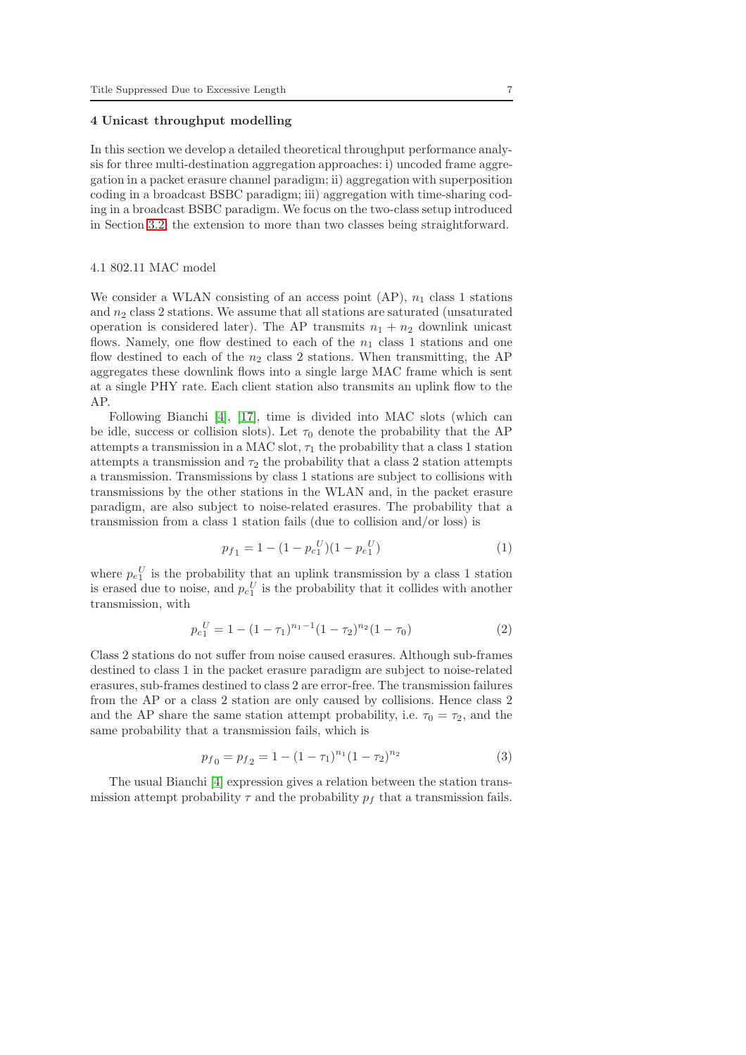## 4 Unicast throughput modelling

In this section we develop a detailed theoretical throughput performance analysis for three multi-destination aggregation approaches: i) uncoded frame aggregation in a packet erasure channel paradigm; ii) aggregation with superposition coding in a broadcast BSBC paradigm; iii) aggregation with time-sharing coding in a broadcast BSBC paradigm. We focus on the two-class setup introduced in Section 3.2, the extension to more than two classes being straightforward.

### 4.1 802.11 MAC model

We consider a WLAN consisting of an access point (AP), $n_1$ class 1 stations and $n_2$ class 2 stations. We assume that all stations are saturated (unsaturated operation is considered later). The AP transmits $n_1 + n_2$ downlink unicast flows. Namely, one flow destined to each of the $n_1$ class 1 stations and one flow destined to each of the $n_2$ class 2 stations. When transmitting, the AP aggregates these downlink flows into a single large MAC frame which is sent at a single PHY rate. Each client station also transmits an uplink flow to the AP.

Following Bianchi [4], [17], time is divided into MAC slots (which can be idle, success or collision slots). Let $\tau_0$ denote the probability that the AP attempts a transmission in a MAC slot, $\tau_1$ the probability that a class 1 station attempts a transmission and $\tau_2$ the probability that a class 2 station attempts a transmission. Transmissions by class 1 stations are subject to collisions with transmissions by the other stations in the WLAN and, in the packet erasure paradigm, are also subject to noise-related erasures. The probability that a transmission from a class 1 station fails (due to collision and/or loss) is

$$p_{f_1} = 1 - (1 - p_{c1}^U)(1 - p_{e1}^U) \tag{1}$$

where $p_{e1}^U$ is the probability that an uplink transmission by a class 1 station is erased due to noise, and $p_{c1}^U$ is the probability that it collides with another transmission, with

$$p_{c1}^U = 1 - (1 - \tau_1)^{n_1 - 1}(1 - \tau_2)^{n_2}(1 - \tau_0) \tag{2}$$

Class 2 stations do not suffer from noise caused erasures. Although sub-frames destined to class 1 in the packet erasure paradigm are subject to noise-related erasures, sub-frames destined to class 2 are error-free. The transmission failures from the AP or a class 2 station are only caused by collisions. Hence class 2 and the AP share the same station attempt probability, i.e. $\tau_0 = \tau_2$, and the same probability that a transmission fails, which is

$$p_{f_0} = p_{f_2} = 1 - (1 - \tau_1)^{n_1}(1 - \tau_2)^{n_2} \tag{3}$$

The usual Bianchi [4] expression gives a relation between the station transmission attempt probability $\tau$ and the probability $p_f$ that a transmission fails.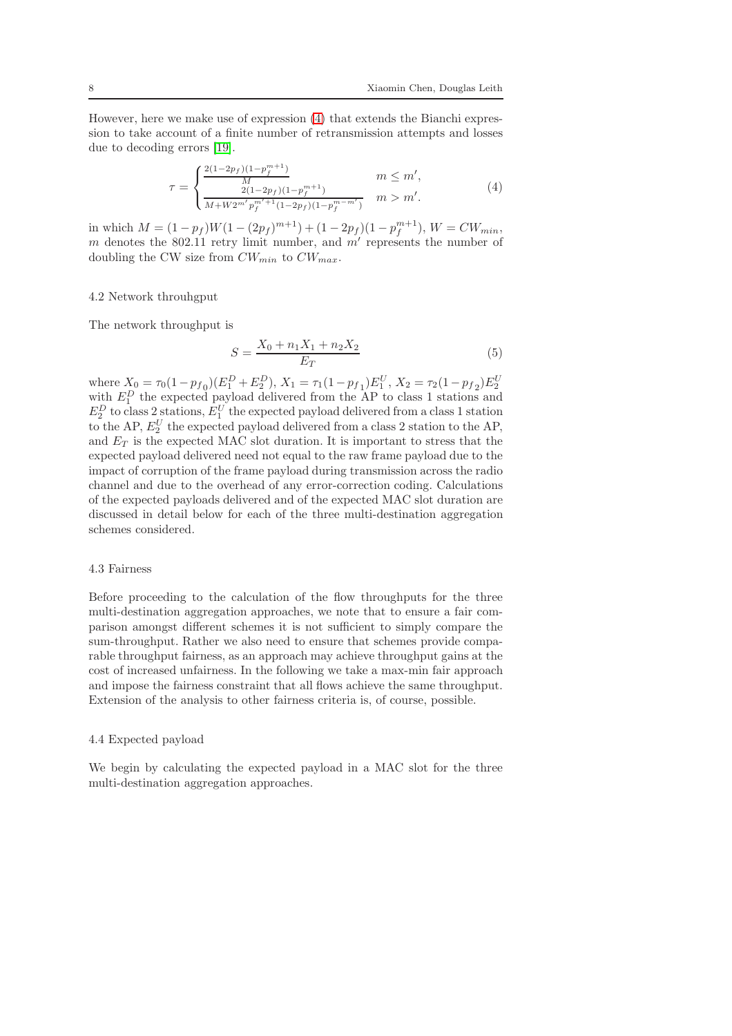However, here we make use of expression (4) that extends the Bianchi expression to take account of a finite number of retransmission attempts and losses due to decoding errors [19].

$$\tau = \begin{cases} \frac{2(1-2p_f)(1-p_f^{m+1})}{M} & m \leq m', \\ \frac{2(1-2p_f)(1-p_f^{m+1})}{M+W2^{m'}p_f^{m'+1}(1-2p_f)(1-p_f^{m-m'})} & m > m'. \end{cases} \tag{4}$$

in which $M = (1-p_f)W(1-(2p_f)^{m+1}) + (1-2p_f)(1-p_f^{m+1})$, $W = CW_{min}$, $m$ denotes the 802.11 retry limit number, and $m'$ represents the number of doubling the CW size from $CW_{min}$ to $CW_{max}$.

### 4.2 Network throuhgput

The network throughput is

$$S = \frac{X_0 + n_1 X_1 + n_2 X_2}{E_T} \tag{5}$$

where $X_0 = \tau_0(1-p_{f_0})(E_1^D + E_2^D)$, $X_1 = \tau_1(1-p_{f_1})E_1^U$, $X_2 = \tau_2(1-p_{f_2})E_2^U$ with $E_1^D$ the expected payload delivered from the AP to class 1 stations and $E_2^D$ to class 2 stations, $E_1^U$ the expected payload delivered from a class 1 station to the AP, $E_2^U$ the expected payload delivered from a class 2 station to the AP, and $E_T$ is the expected MAC slot duration. It is important to stress that the expected payload delivered need not equal to the raw frame payload due to the impact of corruption of the frame payload during transmission across the radio channel and due to the overhead of any error-correction coding. Calculations of the expected payloads delivered and of the expected MAC slot duration are discussed in detail below for each of the three multi-destination aggregation schemes considered.

### 4.3 Fairness

Before proceeding to the calculation of the flow throughputs for the three multi-destination aggregation approaches, we note that to ensure a fair comparison amongst different schemes it is not sufficient to simply compare the sum-throughput. Rather we also need to ensure that schemes provide comparable throughput fairness, as an approach may achieve throughput gains at the cost of increased unfairness. In the following we take a max-min fair approach and impose the fairness constraint that all flows achieve the same throughput. Extension of the analysis to other fairness criteria is, of course, possible.

### 4.4 Expected payload

We begin by calculating the expected payload in a MAC slot for the three multi-destination aggregation approaches.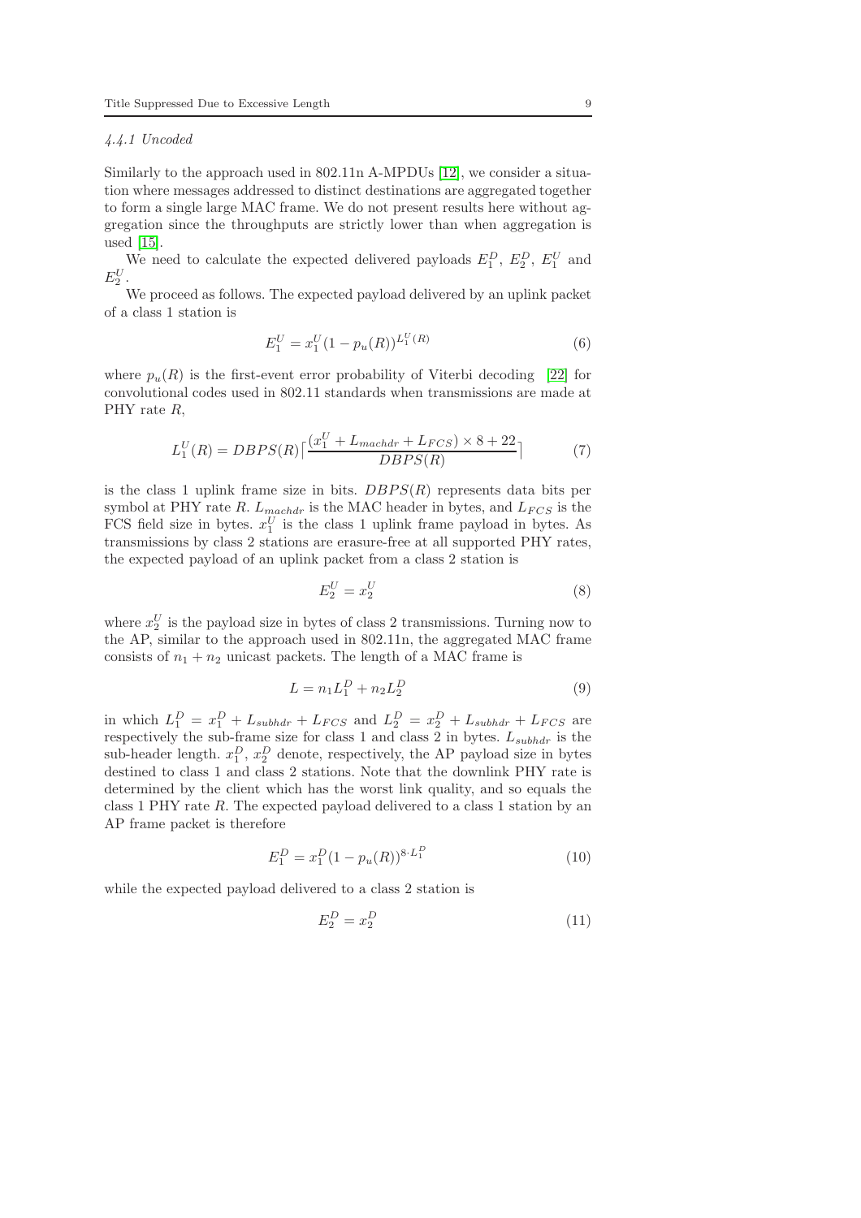#### 4.4.1 Uncoded

Similarly to the approach used in 802.11n A-MPDUs [12], we consider a situation where messages addressed to distinct destinations are aggregated together to form a single large MAC frame. We do not present results here without aggregation since the throughputs are strictly lower than when aggregation is used [15].

We need to calculate the expected delivered payloads $E_1^D$, $E_2^D$, $E_1^U$ and $E_2^U$.

We proceed as follows. The expected payload delivered by an uplink packet of a class 1 station is

$$E_1^U = x_1^U (1 - p_u(R))^{L_1^U(R)} \tag{6}$$

where $p_u(R)$ is the first-event error probability of Viterbi decoding [22] for convolutional codes used in 802.11 standards when transmissions are made at PHY rate $R$,

$$L_1^U(R) = DBPS(R) \lceil \frac{(x_1^U + L_{machdr} + L_{FCS}) \times 8 + 22}{DBPS(R)} \rceil \tag{7}$$

is the class 1 uplink frame size in bits. $DBPS(R)$ represents data bits per symbol at PHY rate $R$. $L_{machdr}$ is the MAC header in bytes, and $L_{FCS}$ is the FCS field size in bytes. $x_1^U$ is the class 1 uplink frame payload in bytes. As transmissions by class 2 stations are erasure-free at all supported PHY rates, the expected payload of an uplink packet from a class 2 station is

$$E_2^U = x_2^U \tag{8}$$

where $x_2^U$ is the payload size in bytes of class 2 transmissions. Turning now to the AP, similar to the approach used in 802.11n, the aggregated MAC frame consists of $n_1 + n_2$ unicast packets. The length of a MAC frame is

$$L = n_1 L_1^D + n_2 L_2^D \tag{9}$$

in which $L_1^D = x_1^D + L_{subhdr} + L_{FCS}$ and $L_2^D = x_2^D + L_{subhdr} + L_{FCS}$ are respectively the sub-frame size for class 1 and class 2 in bytes. $L_{subhdr}$ is the sub-header length. $x_1^D$, $x_2^D$ denote, respectively, the AP payload size in bytes destined to class 1 and class 2 stations. Note that the downlink PHY rate is determined by the client which has the worst link quality, and so equals the class 1 PHY rate $R$. The expected payload delivered to a class 1 station by an AP frame packet is therefore

$$E_1^D = x_1^D (1 - p_u(R))^{8 \cdot L_1^D} \tag{10}$$

while the expected payload delivered to a class 2 station is

$$E_2^D = x_2^D \tag{11}$$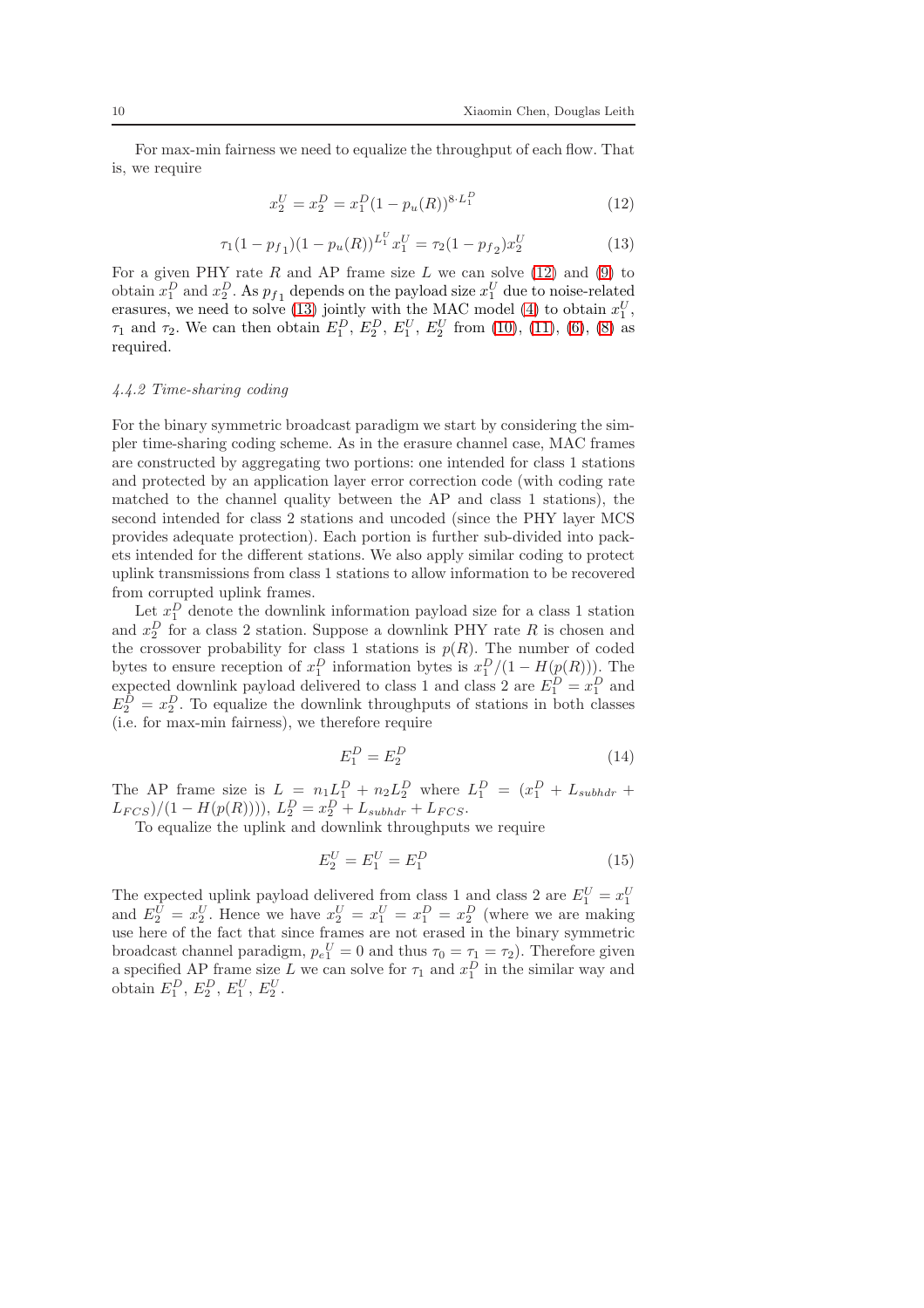For max-min fairness we need to equalize the throughput of each flow. That is, we require

$$x_2^U = x_2^D = x_1^D (1 - p_u(R))^{8 \cdot L_1^D} \tag{12}$$

$$\tau_1 (1 - p_{f_1})(1 - p_u(R))^{L_1^U} x_1^U = \tau_2 (1 - p_{f_2}) x_2^U \tag{13}$$

For a given PHY rate $R$ and AP frame size $L$ we can solve (12) and (9) to obtain $x_1^D$ and $x_2^D$. As $p_{f_1}$ depends on the payload size $x_1^U$ due to noise-related erasures, we need to solve (13) jointly with the MAC model (4) to obtain $x_1^U$, $\tau_1$ and $\tau_2$. We can then obtain $E_1^D$, $E_2^D$, $E_1^U$, $E_2^U$ from (10), (11), (6), (8) as required.

#### *4.4.2 Time-sharing coding*

For the binary symmetric broadcast paradigm we start by considering the simpler time-sharing coding scheme. As in the erasure channel case, MAC frames are constructed by aggregating two portions: one intended for class 1 stations and protected by an application layer error correction code (with coding rate matched to the channel quality between the AP and class 1 stations), the second intended for class 2 stations and uncoded (since the PHY layer MCS provides adequate protection). Each portion is further sub-divided into packets intended for the different stations. We also apply similar coding to protect uplink transmissions from class 1 stations to allow information to be recovered from corrupted uplink frames.

Let $x_1^D$ denote the downlink information payload size for a class 1 station and $x_2^D$ for a class 2 station. Suppose a downlink PHY rate $R$ is chosen and the crossover probability for class 1 stations is $p(R)$. The number of coded bytes to ensure reception of $x_1^D$ information bytes is $x_1^D/(1 - H(p(R)))$. The expected downlink payload delivered to class 1 and class 2 are $E_1^D = x_1^D$ and $E_2^D = x_2^D$. To equalize the downlink throughputs of stations in both classes (i.e. for max-min fairness), we therefore require

$$E_1^D = E_2^D \tag{14}$$

The AP frame size is $L = n_1 L_1^D + n_2 L_2^D$ where $L_1^D = (x_1^D + L_{subhdr} + L_{FCS})/(1 - H(p(R))))$, $L_2^D = x_2^D + L_{subhdr} + L_{FCS}$.

To equalize the uplink and downlink throughputs we require

$$E_2^U = E_1^U = E_1^D \tag{15}$$

The expected uplink payload delivered from class 1 and class 2 are $E_1^U = x_1^U$ and $E_2^U = x_2^U$. Hence we have $x_2^U = x_1^U = x_1^D = x_2^D$ (where we are making use here of the fact that since frames are not erased in the binary symmetric broadcast channel paradigm, $p_{e1}^U = 0$ and thus $\tau_0 = \tau_1 = \tau_2$). Therefore given a specified AP frame size $L$ we can solve for $\tau_1$ and $x_1^D$ in the similar way and obtain $E_1^D$, $E_2^D$, $E_1^U$, $E_2^U$.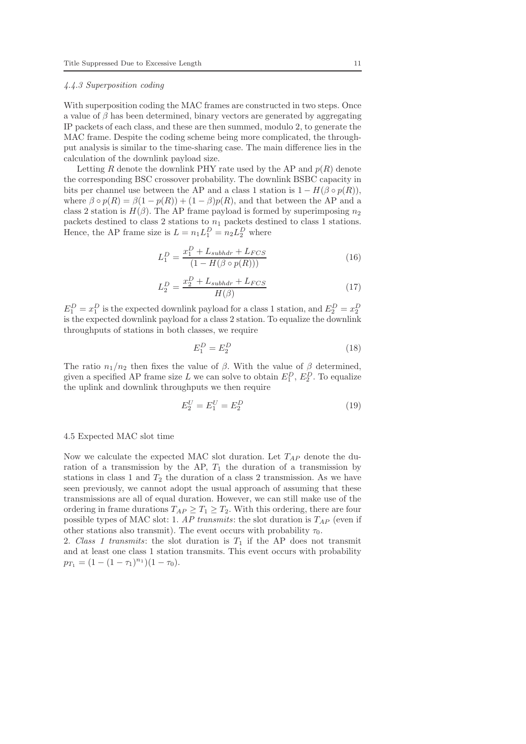#### *4.4.3 Superposition coding*

With superposition coding the MAC frames are constructed in two steps. Once a value of $\beta$ has been determined, binary vectors are generated by aggregating IP packets of each class, and these are then summed, modulo 2, to generate the MAC frame. Despite the coding scheme being more complicated, the throughput analysis is similar to the time-sharing case. The main difference lies in the calculation of the downlink payload size.

Letting $R$ denote the downlink PHY rate used by the AP and $p(R)$ denote the corresponding BSC crossover probability. The downlink BSBC capacity in bits per channel use between the AP and a class 1 station is $1 - H(\beta \circ p(R))$, where $\beta \circ p(R) = \beta(1 - p(R)) + (1 - \beta)p(R)$, and that between the AP and a class 2 station is $H(\beta)$. The AP frame payload is formed by superimposing $n_2$ packets destined to class 2 stations to $n_1$ packets destined to class 1 stations. Hence, the AP frame size is $L = n_1 L_1^D = n_2 L_2^D$ where

$$L_1^D = \frac{x_1^D + L_{subhdr} + L_{FCS}}{(1 - H(\beta \circ p(R)))} \tag{16}$$

$$L_2^D = \frac{x_2^D + L_{subhdr} + L_{FCS}}{H(\beta)} \tag{17}$$

$E_1^D = x_1^D$ is the expected downlink payload for a class 1 station, and $E_2^D = x_2^D$ is the expected downlink payload for a class 2 station. To equalize the downlink throughputs of stations in both classes, we require

$$E_1^D = E_2^D \tag{18}$$

The ratio $n_1/n_2$ then fixes the value of $\beta$. With the value of $\beta$ determined, given a specified AP frame size $L$ we can solve to obtain $E_1^D$, $E_2^D$. To equalize the uplink and downlink throughputs we then require

$$E_2^U = E_1^U = E_2^D \tag{19}$$

### 4.5 Expected MAC slot time

Now we calculate the expected MAC slot duration. Let $T_{AP}$ denote the duration of a transmission by the AP, $T_1$ the duration of a transmission by stations in class 1 and $T_2$ the duration of a class 2 transmission. As we have seen previously, we cannot adopt the usual approach of assuming that these transmissions are all of equal duration. However, we can still make use of the ordering in frame durations $T_{AP} \geq T_1 \geq T_2$. With this ordering, there are four possible types of MAC slot: 1. *AP transmits*: the slot duration is $T_{AP}$ (even if other stations also transmit). The event occurs with probability $\tau_0$.

2. *Class 1 transmits*: the slot duration is $T_1$ if the AP does not transmit and at least one class 1 station transmits. This event occurs with probability $p_{T_1} = (1 - (1 - \tau_1)^{n_1})(1 - \tau_0)$.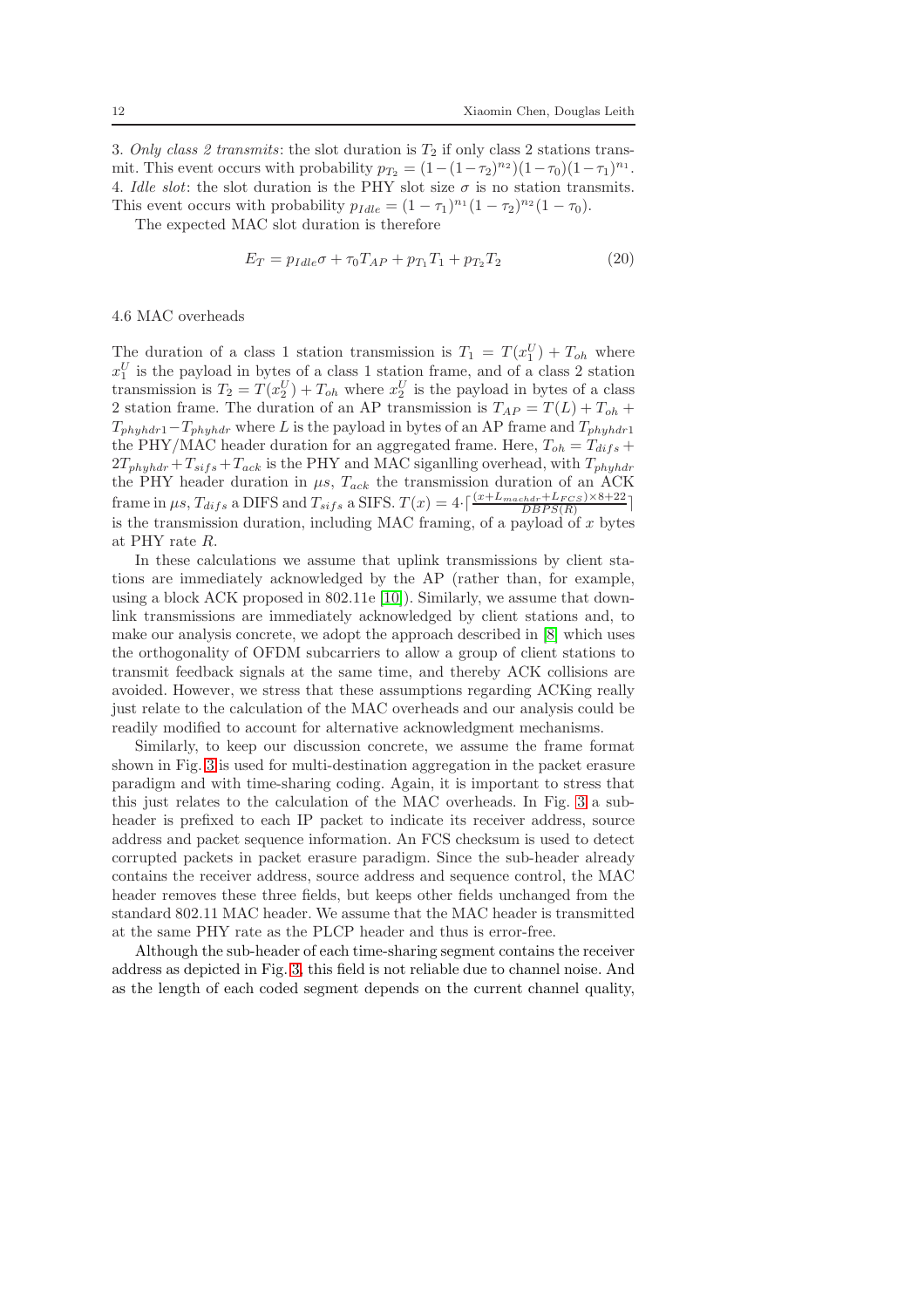3. *Only class 2 transmits*: the slot duration is $T_2$ if only class 2 stations transmit. This event occurs with probability $p_{T_2} = (1-(1-\tau_2)^{n_2})(1-\tau_0)(1-\tau_1)^{n_1}$.
4. *Idle slot*: the slot duration is the PHY slot size $\sigma$ is no station transmits. This event occurs with probability $p_{Idle} = (1-\tau_1)^{n_1}(1-\tau_2)^{n_2}(1-\tau_0)$.

The expected MAC slot duration is therefore

$$E_T = p_{Idle}\sigma + \tau_0 T_{AP} + p_{T_1}T_1 + p_{T_2}T_2 \tag{20}$$

### 4.6 MAC overheads

The duration of a class 1 station transmission is $T_1 = T(x_1^U) + T_{oh}$ where $x_1^U$ is the payload in bytes of a class 1 station frame, and of a class 2 station transmission is $T_2 = T(x_2^U) + T_{oh}$ where $x_2^U$ is the payload in bytes of a class 2 station frame. The duration of an AP transmission is $T_{AP} = T(L) + T_{oh} + T_{phyhdr1} - T_{phyhdr}$ where $L$ is the payload in bytes of an AP frame and $T_{phyhdr1}$ the PHY/MAC header duration for an aggregated frame. Here, $T_{oh} = T_{difs} + 2T_{phyhdr} + T_{sifs} + T_{ack}$ is the PHY and MAC siganlling overhead, with $T_{phyhdr}$ the PHY header duration in $\mu s$, $T_{ack}$ the transmission duration of an ACK frame in $\mu s$, $T_{difs}$ a DIFS and $T_{sifs}$ a SIFS. $T(x) = 4\cdot\lceil\frac{(x+L_{machdr}+L_{FCS})\times 8+22}{DBPS(R)}\rceil$ is the transmission duration, including MAC framing, of a payload of $x$ bytes at PHY rate $R$.

In these calculations we assume that uplink transmissions by client stations are immediately acknowledged by the AP (rather than, for example, using a block ACK proposed in 802.11e [10]). Similarly, we assume that downlink transmissions are immediately acknowledged by client stations and, to make our analysis concrete, we adopt the approach described in [8] which uses the orthogonality of OFDM subcarriers to allow a group of client stations to transmit feedback signals at the same time, and thereby ACK collisions are avoided. However, we stress that these assumptions regarding ACKing really just relate to the calculation of the MAC overheads and our analysis could be readily modified to account for alternative acknowledgment mechanisms.

Similarly, to keep our discussion concrete, we assume the frame format shown in Fig. 3 is used for multi-destination aggregation in the packet erasure paradigm and with time-sharing coding. Again, it is important to stress that this just relates to the calculation of the MAC overheads. In Fig. 3 a sub-header is prefixed to each IP packet to indicate its receiver address, source address and packet sequence information. An FCS checksum is used to detect corrupted packets in packet erasure paradigm. Since the sub-header already contains the receiver address, source address and sequence control, the MAC header removes these three fields, but keeps other fields unchanged from the standard 802.11 MAC header. We assume that the MAC header is transmitted at the same PHY rate as the PLCP header and thus is error-free.

Although the sub-header of each time-sharing segment contains the receiver address as depicted in Fig. 3, this field is not reliable due to channel noise. And as the length of each coded segment depends on the current channel quality,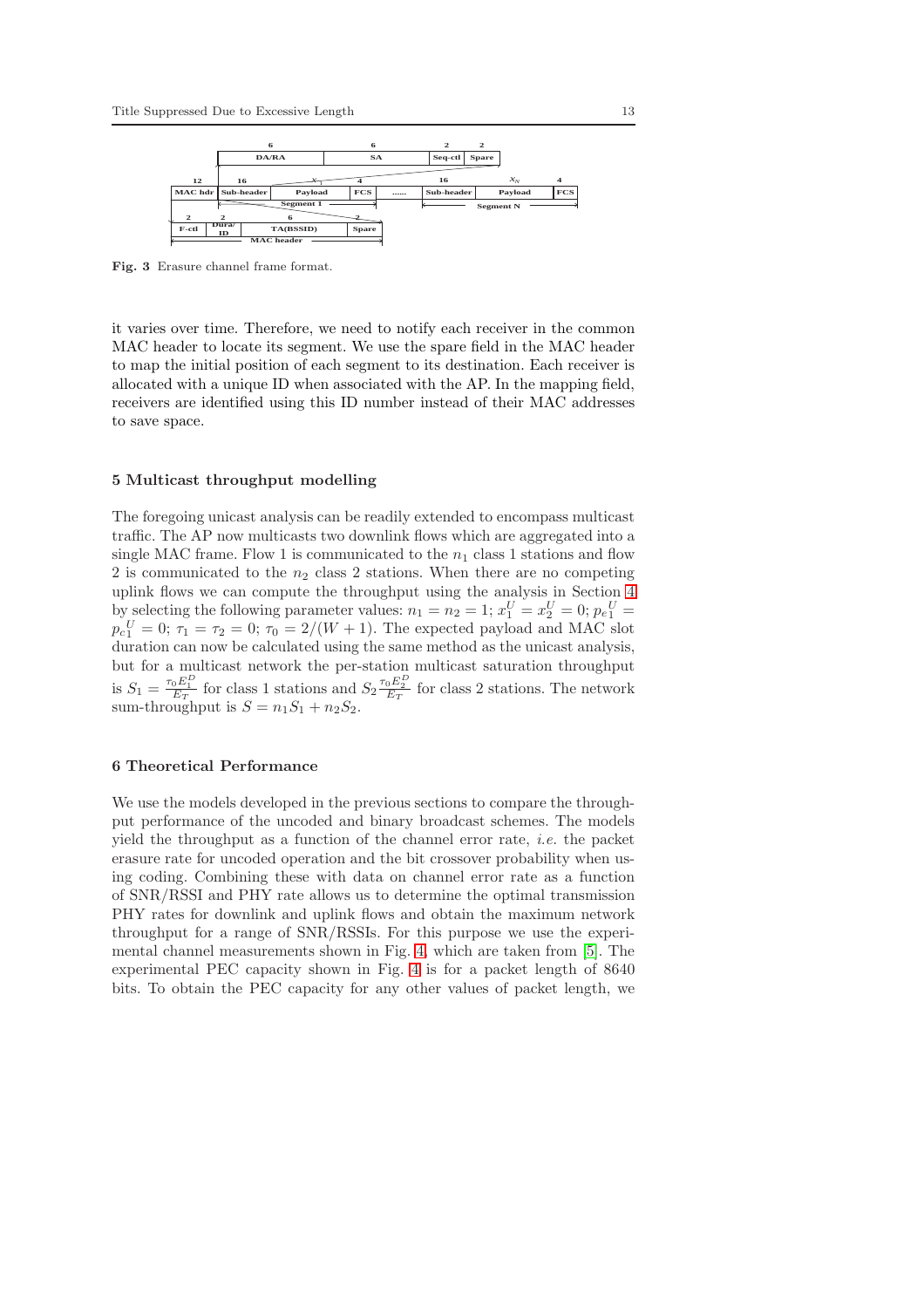6 6 2 2

DA/RA | SA | Seq-ctl | Spare

12 16 $x_1$ 4 16 $x_N$ 4

MAC hdr | Sub-header | Payload | FCS | ...... | Sub-header | Payload | FCS

Segment 1

Segment N

2 2 6 2

F-ctl | Dura/ID | TA(BSSID) | Spare

MAC header

**Fig. 3** Erasure channel frame format.

it varies over time. Therefore, we need to notify each receiver in the common MAC header to locate its segment. We use the spare field in the MAC header to map the initial position of each segment to its destination. Each receiver is allocated with a unique ID when associated with the AP. In the mapping field, receivers are identified using this ID number instead of their MAC addresses to save space.

## 5 Multicast throughput modelling

The foregoing unicast analysis can be readily extended to encompass multicast traffic. The AP now multicasts two downlink flows which are aggregated into a single MAC frame. Flow 1 is communicated to the $n_1$ class 1 stations and flow 2 is communicated to the $n_2$ class 2 stations. When there are no competing uplink flows we can compute the throughput using the analysis in Section 4 by selecting the following parameter values: $n_1 = n_2 = 1$; $x_1^U = x_2^U = 0$; $p_{e1}^U = p_{c1}^U = 0$; $\tau_1 = \tau_2 = 0$; $\tau_0 = 2/(W+1)$. The expected payload and MAC slot duration can now be calculated using the same method as the unicast analysis, but for a multicast network the per-station multicast saturation throughput is $S_1 = \frac{\tau_0 E_1^D}{E_T}$ for class 1 stations and $S_2 \frac{\tau_0 E_2^D}{E_T}$ for class 2 stations. The network sum-throughput is $S = n_1 S_1 + n_2 S_2$.

## 6 Theoretical Performance

We use the models developed in the previous sections to compare the throughput performance of the uncoded and binary broadcast schemes. The models yield the throughput as a function of the channel error rate, *i.e.* the packet erasure rate for uncoded operation and the bit crossover probability when using coding. Combining these with data on channel error rate as a function of SNR/RSSI and PHY rate allows us to determine the optimal transmission PHY rates for downlink and uplink flows and obtain the maximum network throughput for a range of SNR/RSSIs. For this purpose we use the experimental channel measurements shown in Fig. 4, which are taken from [5]. The experimental PEC capacity shown in Fig. 4 is for a packet length of 8640 bits. To obtain the PEC capacity for any other values of packet length, we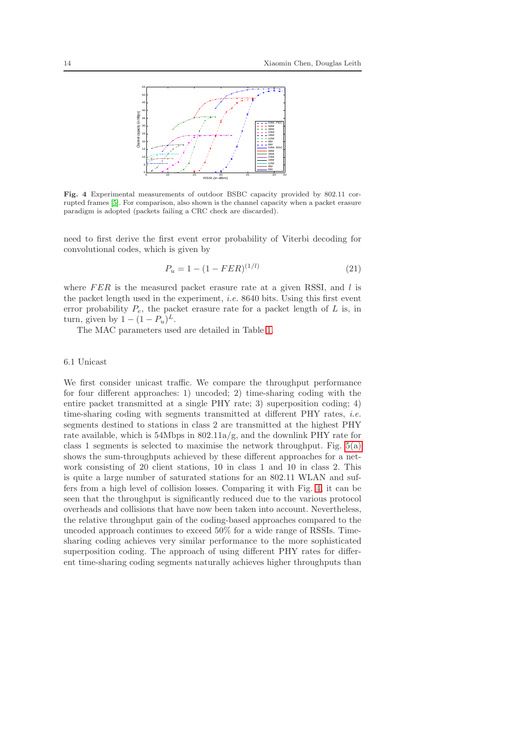55
50
45
40
35
30
25
20
15
10
5
0

Channel capacity (in Mbps)

6 10 15 20 25 30 32

RSSI (in dBm)

54M, PEC
48M
36M
24M
18M
12M
9M
6M
54M, BSC
48M
36M
24M
18M
12M
9M
6M

**Fig. 4** Experimental measurements of outdoor BSBC capacity provided by 802.11 corrupted frames [5]. For comparison, also shown is the channel capacity when a packet erasure paradigm is adopted (packets failing a CRC check are discarded).

need to first derive the first event error probability of Viterbi decoding for convolutional codes, which is given by

$$P_u = 1 - (1 - FER)^{(1/l)} \tag{21}$$

where $FER$ is the measured packet erasure rate at a given RSSI, and $l$ is the packet length used in the experiment, *i.e.* 8640 bits. Using this first event error probability $P_e$, the packet erasure rate for a packet length of $L$ is, in turn, given by $1 - (1 - P_u)^L$.

The MAC parameters used are detailed in Table 1.

### 6.1 Unicast

We first consider unicast traffic. We compare the throughput performance for four different approaches: 1) uncoded; 2) time-sharing coding with the entire packet transmitted at a single PHY rate; 3) superposition coding; 4) time-sharing coding with segments transmitted at different PHY rates, *i.e.* segments destined to stations in class 2 are transmitted at the highest PHY rate available, which is 54Mbps in 802.11a/g, and the downlink PHY rate for class 1 segments is selected to maximise the network throughput. Fig. 5(a) shows the sum-throughputs achieved by these different approaches for a network consisting of 20 client stations, 10 in class 1 and 10 in class 2. This is quite a large number of saturated stations for an 802.11 WLAN and suffers from a high level of collision losses. Comparing it with Fig. 4, it can be seen that the throughput is significantly reduced due to the various protocol overheads and collisions that have now been taken into account. Nevertheless, the relative throughput gain of the coding-based approaches compared to the uncoded approach continues to exceed 50% for a wide range of RSSIs. Time-sharing coding achieves very similar performance to the more sophisticated superposition coding. The approach of using different PHY rates for different time-sharing coding segments naturally achieves higher throughputs than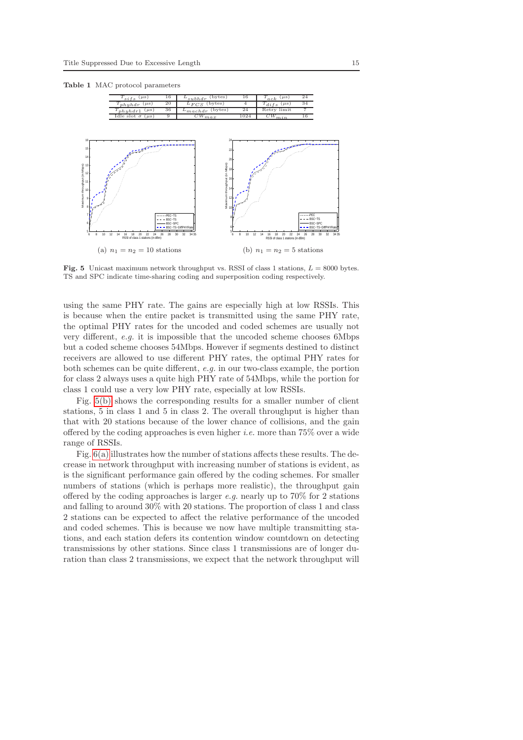**Table 1** MAC protocol parameters

| | | | | | |
|---|---|---|---|---|---|
| $T_{sifs}$ ($\mu s$) | 16 | $L_{subhdr}$ (bytes) | 16 | $T_{ack}$ ($\mu s$) | 24 |
| $T_{phyhdr}$ ($\mu s$) | 20 | $L_{FCS}$ (bytes) | 4 | $T_{difs}$ ($\mu s$) | 34 |
| $T_{phyhdr1}$ ($\mu s$) | 36 | $L_{machdr}$ (bytes) | 24 | Retry limit | 7 |
| Idle slot $\sigma$ ($\mu s$) | 9 | $CW_{max}$ | 1024 | $CW_{min}$ | 16 |

Maximum network throughput (in Mbps)
RSSI of class 1 stations (in dBm)
PEC−TS
BSC−TS
BSC−SPC
BSC−TS−DiffPHYRate

(a) $n_1 = n_2 = 10$ stations

Maximum network throughput (in Mbps)
RSSI of class 1 stations (in dBm)
PEC
BSC−TS
BSC−SPC
BSC−TS−DiffPHYRate

(b) $n_1 = n_2 = 5$ stations

**Fig. 5** Unicast maximum network throughput vs. RSSI of class 1 stations, $L = 8000$ bytes. TS and SPC indicate time-sharing coding and superposition coding respectively.

using the same PHY rate. The gains are especially high at low RSSIs. This is because when the entire packet is transmitted using the same PHY rate, the optimal PHY rates for the uncoded and coded schemes are usually not very different, *e.g.* it is impossible that the uncoded scheme chooses 6Mbps but a coded scheme chooses 54Mbps. However if segments destined to distinct receivers are allowed to use different PHY rates, the optimal PHY rates for both schemes can be quite different, *e.g.* in our two-class example, the portion for class 2 always uses a quite high PHY rate of 54Mbps, while the portion for class 1 could use a very low PHY rate, especially at low RSSIs.

Fig. 5(b) shows the corresponding results for a smaller number of client stations, 5 in class 1 and 5 in class 2. The overall throughput is higher than that with 20 stations because of the lower chance of collisions, and the gain offered by the coding approaches is even higher *i.e.* more than 75% over a wide range of RSSIs.

Fig. 6(a) illustrates how the number of stations affects these results. The decrease in network throughput with increasing number of stations is evident, as is the significant performance gain offered by the coding schemes. For smaller numbers of stations (which is perhaps more realistic), the throughput gain offered by the coding approaches is larger *e.g.* nearly up to 70% for 2 stations and falling to around 30% with 20 stations. The proportion of class 1 and class 2 stations can be expected to affect the relative performance of the uncoded and coded schemes. This is because we now have multiple transmitting stations, and each station defers its contention window countdown on detecting transmissions by other stations. Since class 1 transmissions are of longer duration than class 2 transmissions, we expect that the network throughput will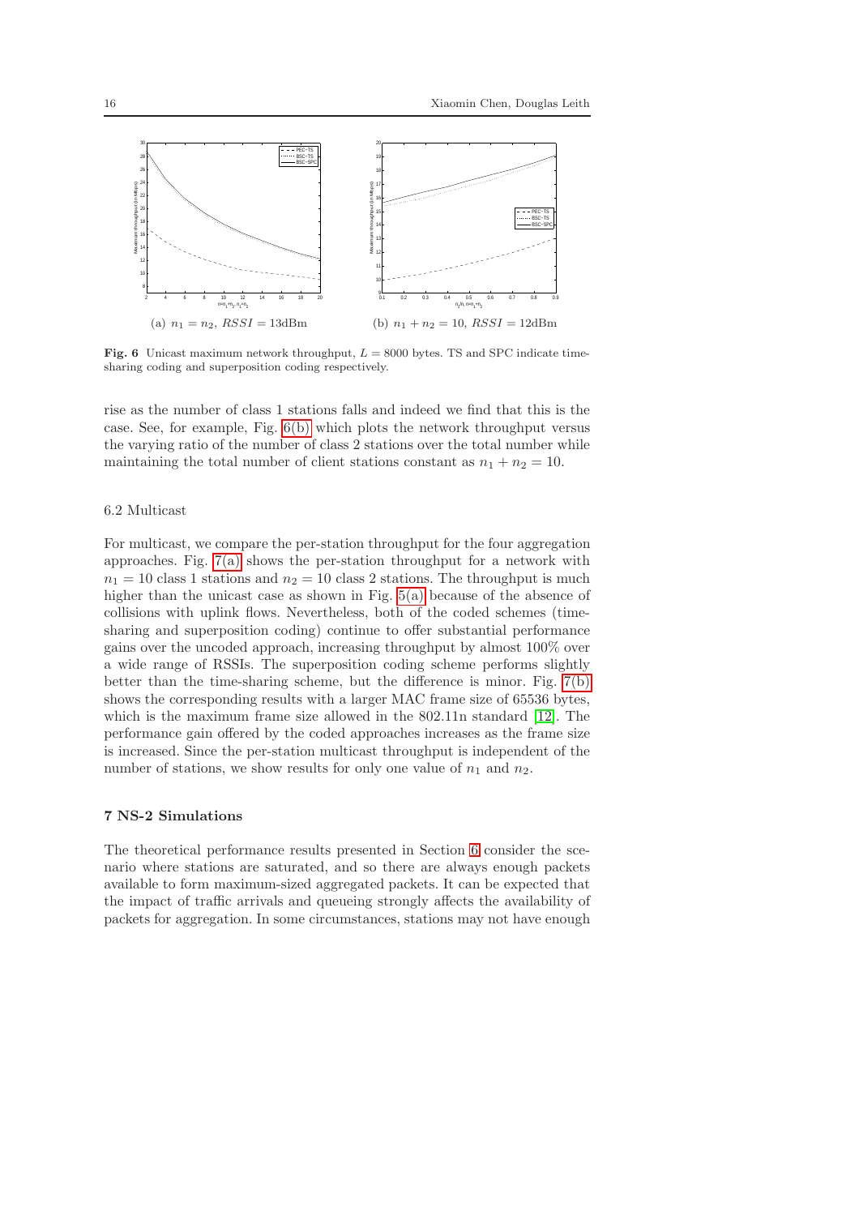30
28
26
24
22
20
18
16
14
12
10
8
2 4 6 8 10 12 14 16 18 20
n=n1+n2, n1=n2
Maximum throughput (in Mbps)
PEC−TS
BSC−TS
BSC−SPC

(a) $n_1 = n_2$, $RSSI = 13$dBm

20
19
18
17
16
15
14
13
12
11
10
9
0.1 0.2 0.3 0.4 0.5 0.6 0.7 0.8 0.9
n2/n, n=n1+n2
Maximum throughput (in Mbps)
PEC−TS
BSC−TS
BSC−SPC

(b) $n_1 + n_2 = 10$, $RSSI = 12$dBm

**Fig. 6** Unicast maximum network throughput, $L = 8000$ bytes. TS and SPC indicate time-sharing coding and superposition coding respectively.

rise as the number of class 1 stations falls and indeed we find that this is the case. See, for example, Fig. 6(b) which plots the network throughput versus the varying ratio of the number of class 2 stations over the total number while maintaining the total number of client stations constant as $n_1 + n_2 = 10$.

### 6.2 Multicast

For multicast, we compare the per-station throughput for the four aggregation approaches. Fig. 7(a) shows the per-station throughput for a network with $n_1 = 10$ class 1 stations and $n_2 = 10$ class 2 stations. The throughput is much higher than the unicast case as shown in Fig. 5(a) because of the absence of collisions with uplink flows. Nevertheless, both of the coded schemes (time-sharing and superposition coding) continue to offer substantial performance gains over the uncoded approach, increasing throughput by almost 100% over a wide range of RSSIs. The superposition coding scheme performs slightly better than the time-sharing scheme, but the difference is minor. Fig. 7(b) shows the corresponding results with a larger MAC frame size of 65536 bytes, which is the maximum frame size allowed in the 802.11n standard [12]. The performance gain offered by the coded approaches increases as the frame size is increased. Since the per-station multicast throughput is independent of the number of stations, we show results for only one value of $n_1$ and $n_2$.

## 7 NS-2 Simulations

The theoretical performance results presented in Section 6 consider the scenario where stations are saturated, and so there are always enough packets available to form maximum-sized aggregated packets. It can be expected that the impact of traffic arrivals and queueing strongly affects the availability of packets for aggregation. In some circumstances, stations may not have enough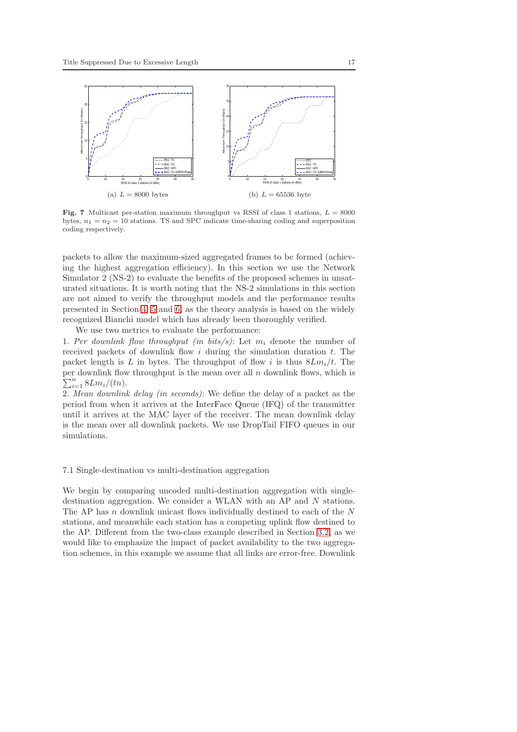Maximum throughput (in Mbps)

RSSI of class 1 stations (in dBm)

0
5
10
15
20
25

5 10 15 20 25 30 35

PEC−TS
BSC−TS
BSC−SPC
BSC−TS−DiffPHYRate

(a) $L = 8000$ bytes

Maximum Throughput (in Mbps)

RSSI of class 1 stations (in dBm)

0
5
10
15
20
25
30

5 10 15 20 25 30 35

PEC
BSC−TS
BSC−SPC
BSC−TS−DiffPHYRate

(b) $L = 65536$ byte

**Fig. 7** Multicast per-station maximum throughput vs RSSI of class 1 stations, $L = 8000$ bytes, $n_1 = n_2 = 10$ stations. TS and SPC indicate time-sharing coding and superposition coding respectively.

packets to allow the maximum-sized aggregated frames to be formed (achieving the highest aggregation efficiency). In this section we use the Network Simulator 2 (NS-2) to evaluate the benefits of the proposed schemes in unsaturated situations. It is worth noting that the NS-2 simulations in this section are not aimed to verify the throughput models and the performance results presented in Section 4, 5 and 6, as the theory analysis is based on the widely recognized Bianchi model which has already been thoroughly verified.

We use two metrics to evaluate the performance:

1. *Per downlink flow throughput (in bits/s)*: Let $m_i$ denote the number of received packets of downlink flow $i$ during the simulation duration $t$. The packet length is $L$ in bytes. The throughput of flow $i$ is thus $8Lm_i/t$. The per downlink flow throughput is the mean over all $n$ downlink flows, which is $\sum_{i=1}^{n} 8Lm_i/(tn)$.
2. *Mean downlink delay (in seconds)*: We define the delay of a packet as the period from when it arrives at the InterFace Queue (IFQ) of the transmitter until it arrives at the MAC layer of the receiver. The mean downlink delay is the mean over all downlink packets. We use DropTail FIFO queues in our simulations.

### 7.1 Single-destination vs multi-destination aggregation

We begin by comparing uncoded multi-destination aggregation with single-destination aggregation. We consider a WLAN with an AP and $N$ stations. The AP has $n$ downlink unicast flows individually destined to each of the $N$ stations, and meanwhile each station has a competing uplink flow destined to the AP. Different from the two-class example described in Section 3.2, as we would like to emphasize the impact of packet availability to the two aggregation schemes, in this example we assume that all links are error-free. Downlink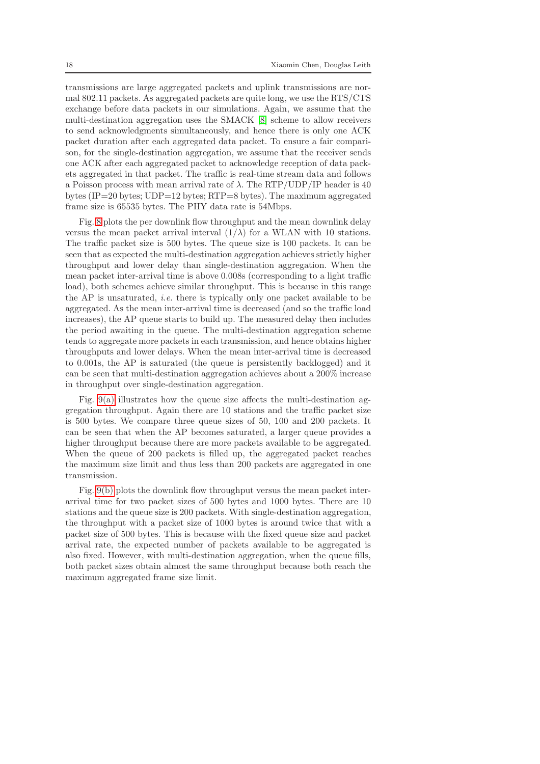transmissions are large aggregated packets and uplink transmissions are normal 802.11 packets. As aggregated packets are quite long, we use the RTS/CTS exchange before data packets in our simulations. Again, we assume that the multi-destination aggregation uses the SMACK [8] scheme to allow receivers to send acknowledgments simultaneously, and hence there is only one ACK packet duration after each aggregated data packet. To ensure a fair comparison, for the single-destination aggregation, we assume that the receiver sends one ACK after each aggregated packet to acknowledge reception of data packets aggregated in that packet. The traffic is real-time stream data and follows a Poisson process with mean arrival rate of $\lambda$. The RTP/UDP/IP header is 40 bytes (IP=20 bytes; UDP=12 bytes; RTP=8 bytes). The maximum aggregated frame size is 65535 bytes. The PHY data rate is 54Mbps.

Fig. 8 plots the per downlink flow throughput and the mean downlink delay versus the mean packet arrival interval $(1/\lambda)$ for a WLAN with 10 stations. The traffic packet size is 500 bytes. The queue size is 100 packets. It can be seen that as expected the multi-destination aggregation achieves strictly higher throughput and lower delay than single-destination aggregation. When the mean packet inter-arrival time is above 0.008s (corresponding to a light traffic load), both schemes achieve similar throughput. This is because in this range the AP is unsaturated, *i.e.* there is typically only one packet available to be aggregated. As the mean inter-arrival time is decreased (and so the traffic load increases), the AP queue starts to build up. The measured delay then includes the period awaiting in the queue. The multi-destination aggregation scheme tends to aggregate more packets in each transmission, and hence obtains higher throughputs and lower delays. When the mean inter-arrival time is decreased to 0.001s, the AP is saturated (the queue is persistently backlogged) and it can be seen that multi-destination aggregation achieves about a 200% increase in throughput over single-destination aggregation.

Fig. 9(a) illustrates how the queue size affects the multi-destination aggregation throughput. Again there are 10 stations and the traffic packet size is 500 bytes. We compare three queue sizes of 50, 100 and 200 packets. It can be seen that when the AP becomes saturated, a larger queue provides a higher throughput because there are more packets available to be aggregated. When the queue of 200 packets is filled up, the aggregated packet reaches the maximum size limit and thus less than 200 packets are aggregated in one transmission.

Fig. 9(b) plots the downlink flow throughput versus the mean packet inter-arrival time for two packet sizes of 500 bytes and 1000 bytes. There are 10 stations and the queue size is 200 packets. With single-destination aggregation, the throughput with a packet size of 1000 bytes is around twice that with a packet size of 500 bytes. This is because with the fixed queue size and packet arrival rate, the expected number of packets available to be aggregated is also fixed. However, with multi-destination aggregation, when the queue fills, both packet sizes obtain almost the same throughput because both reach the maximum aggregated frame size limit.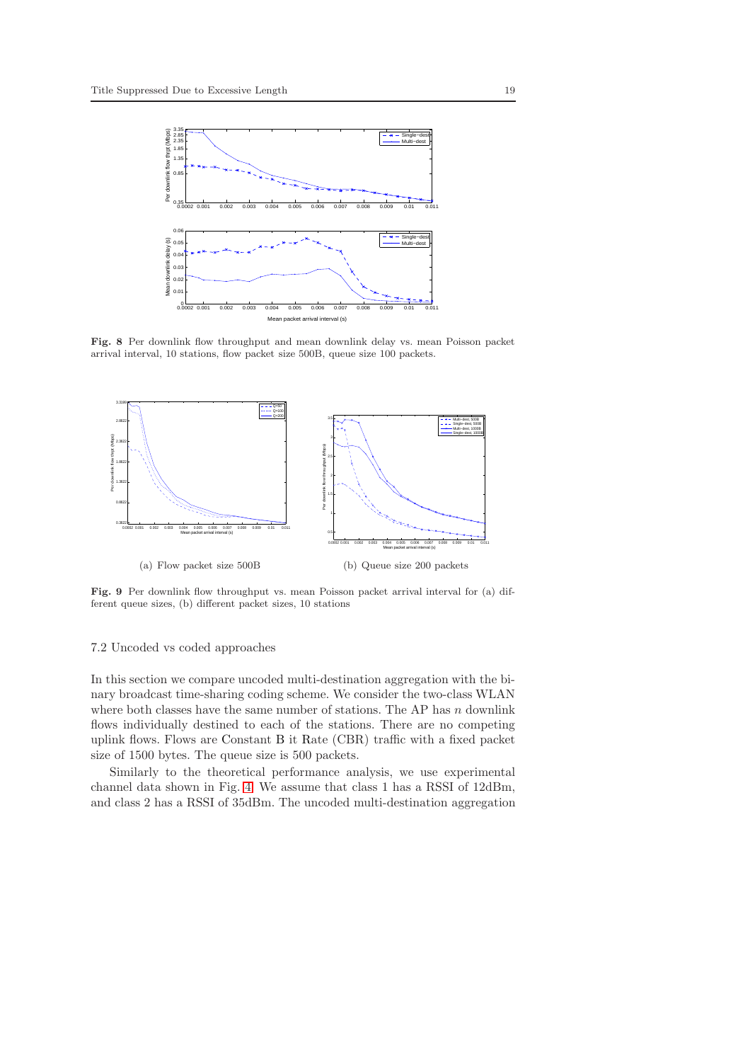3.35
2.85
2.35
1.85
1.35
0.85
0.35

Per downlink flow thrpt (Mbps)

0.0002 0.001 0.002 0.003 0.004 0.005 0.006 0.007 0.008 0.009 0.01 0.011

Single−dest
Multi−dest

0.06
0.05
0.04
0.03
0.02
0.01
0

Mean downlink delay (s)

0.0002 0.001 0.002 0.003 0.004 0.005 0.006 0.007 0.008 0.009 0.01 0.011

Mean packet arrival interval (s)

Single−dest
Multi−dest

**Fig. 8** Per downlink flow throughput and mean downlink delay vs. mean Poisson packet arrival interval, 10 stations, flow packet size 500B, queue size 100 packets.

3.3199
2.8622
2.3622
1.8622
1.3622
0.8622
0.3622

Per downlink flow thrpt (Mbps)

0.0002 0.001 0.002 0.003 0.004 0.005 0.006 0.007 0.008 0.009 0.01 0.011

Mean packet arrival interval (s)

Q=50
Q=100
Q=200

(a) Flow packet size 500B

3.5
3
2.5
2
1.5
1
0.5

Per downlink flow throughput (Mbps)

0.0002 0.001 0.002 0.003 0.004 0.005 0.006 0.007 0.008 0.009 0.01 0.011

Mean packet arrival interval (s)

Multi−dest, 500B
Single−dest, 500B
Multi−dest, 1000B
Single−dest, 1000B

(b) Queue size 200 packets

**Fig. 9** Per downlink flow throughput vs. mean Poisson packet arrival interval for (a) different queue sizes, (b) different packet sizes, 10 stations

### 7.2 Uncoded vs coded approaches

In this section we compare uncoded multi-destination aggregation with the binary broadcast time-sharing coding scheme. We consider the two-class WLAN where both classes have the same number of stations. The AP has $n$ downlink flows individually destined to each of the stations. There are no competing uplink flows. Flows are Constant B it Rate (CBR) traffic with a fixed packet size of 1500 bytes. The queue size is 500 packets.

Similarly to the theoretical performance analysis, we use experimental channel data shown in Fig. 4. We assume that class 1 has a RSSI of 12dBm, and class 2 has a RSSI of 35dBm. The uncoded multi-destination aggregation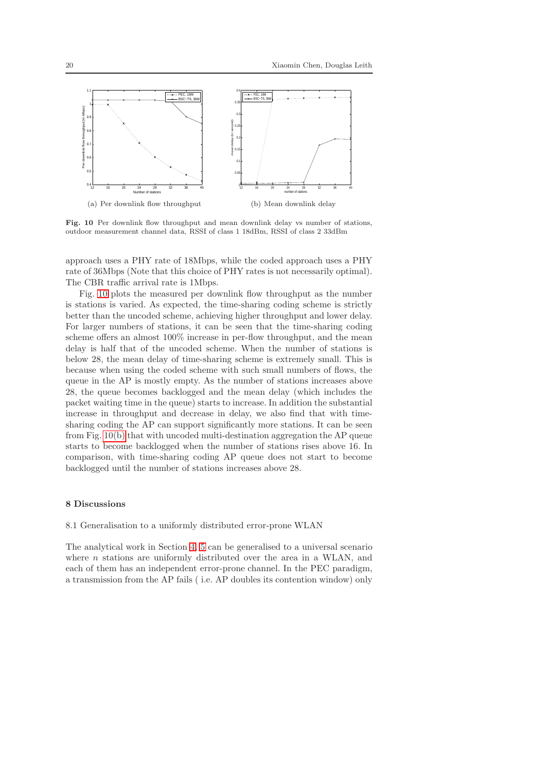Per downlink flow throughput (in Mbps)

1.1
1
0.9
0.8
0.7
0.6
0.5
0.4

12 16 20 24 28 32 36 40

Number of stations

PEC, 18M
BSC−TS, 36M

(a) Per downlink flow throughput

mean delay (in second)

0.4
0.35
0.3
0.25
0.2
0.15
0.1
0.05
0

12 16 20 24 28 32 36 40

number of stations

PEC, 18M
BSC−TS, 36M

(b) Mean downlink delay

**Fig. 10** Per downlink flow throughput and mean downlink delay vs number of stations, outdoor measurement channel data, RSSI of class 1 18dBm, RSSI of class 2 33dBm

approach uses a PHY rate of 18Mbps, while the coded approach uses a PHY rate of 36Mbps (Note that this choice of PHY rates is not necessarily optimal). The CBR traffic arrival rate is 1Mbps.

Fig. 10 plots the measured per downlink flow throughput as the number is stations is varied. As expected, the time-sharing coding scheme is strictly better than the uncoded scheme, achieving higher throughput and lower delay. For larger numbers of stations, it can be seen that the time-sharing coding scheme offers an almost 100% increase in per-flow throughput, and the mean delay is half that of the uncoded scheme. When the number of stations is below 28, the mean delay of time-sharing scheme is extremely small. This is because when using the coded scheme with such small numbers of flows, the queue in the AP is mostly empty. As the number of stations increases above 28, the queue becomes backlogged and the mean delay (which includes the packet waiting time in the queue) starts to increase. In addition the substantial increase in throughput and decrease in delay, we also find that with time-sharing coding the AP can support significantly more stations. It can be seen from Fig. 10(b) that with uncoded multi-destination aggregation the AP queue starts to become backlogged when the number of stations rises above 16. In comparison, with time-sharing coding AP queue does not start to become backlogged until the number of stations increases above 28.

## 8 Discussions

### 8.1 Generalisation to a uniformly distributed error-prone WLAN

The analytical work in Section 4, 5 can be generalised to a universal scenario where $n$ stations are uniformly distributed over the area in a WLAN, and each of them has an independent error-prone channel. In the PEC paradigm, a transmission from the AP fails ( i.e. AP doubles its contention window) only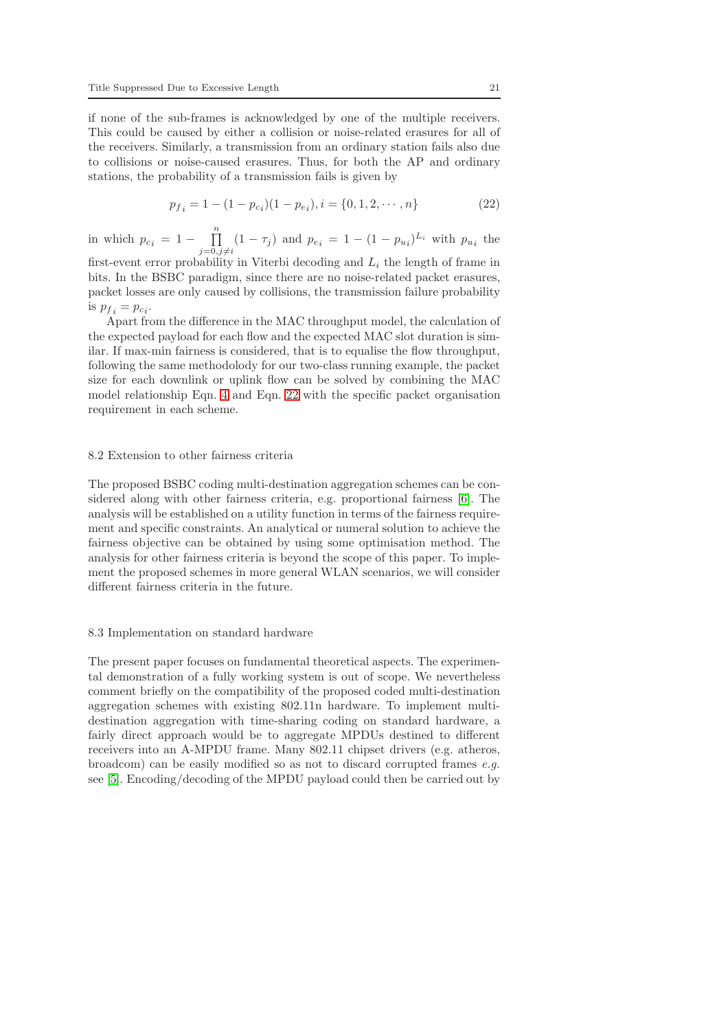if none of the sub-frames is acknowledged by one of the multiple receivers. This could be caused by either a collision or noise-related erasures for all of the receivers. Similarly, a transmission from an ordinary station fails also due to collisions or noise-caused erasures. Thus, for both the AP and ordinary stations, the probability of a transmission fails is given by

$$p_{f_i} = 1 - (1 - p_{c_i})(1 - p_{e_i}), i = \{0, 1, 2, \cdots, n\} \tag{22}$$

in which $p_{c_i} = 1 - \prod_{j=0, j \neq i}^{n} (1 - \tau_j)$ and $p_{e_i} = 1 - (1 - p_{u_i})^{L_i}$ with $p_{u_i}$ the first-event error probability in Viterbi decoding and $L_i$ the length of frame in bits. In the BSBC paradigm, since there are no noise-related packet erasures, packet losses are only caused by collisions, the transmission failure probability is $p_{f_i} = p_{c_i}$.

Apart from the difference in the MAC throughput model, the calculation of the expected payload for each flow and the expected MAC slot duration is similar. If max-min fairness is considered, that is to equalise the flow throughput, following the same methodolody for our two-class running example, the packet size for each downlink or uplink flow can be solved by combining the MAC model relationship Eqn. 4 and Eqn. 22 with the specific packet organisation requirement in each scheme.

## 8.2 Extension to other fairness criteria

The proposed BSBC coding multi-destination aggregation schemes can be considered along with other fairness criteria, e.g. proportional fairness [6]. The analysis will be established on a utility function in terms of the fairness requirement and specific constraints. An analytical or numeral solution to achieve the fairness objective can be obtained by using some optimisation method. The analysis for other fairness criteria is beyond the scope of this paper. To implement the proposed schemes in more general WLAN scenarios, we will consider different fairness criteria in the future.

## 8.3 Implementation on standard hardware

The present paper focuses on fundamental theoretical aspects. The experimental demonstration of a fully working system is out of scope. We nevertheless comment briefly on the compatibility of the proposed coded multi-destination aggregation schemes with existing 802.11n hardware. To implement multi-destination aggregation with time-sharing coding on standard hardware, a fairly direct approach would be to aggregate MPDUs destined to different receivers into an A-MPDU frame. Many 802.11 chipset drivers (e.g. atheros, broadcom) can be easily modified so as not to discard corrupted frames *e.g.* see [5]. Encoding/decoding of the MPDU payload could then be carried out by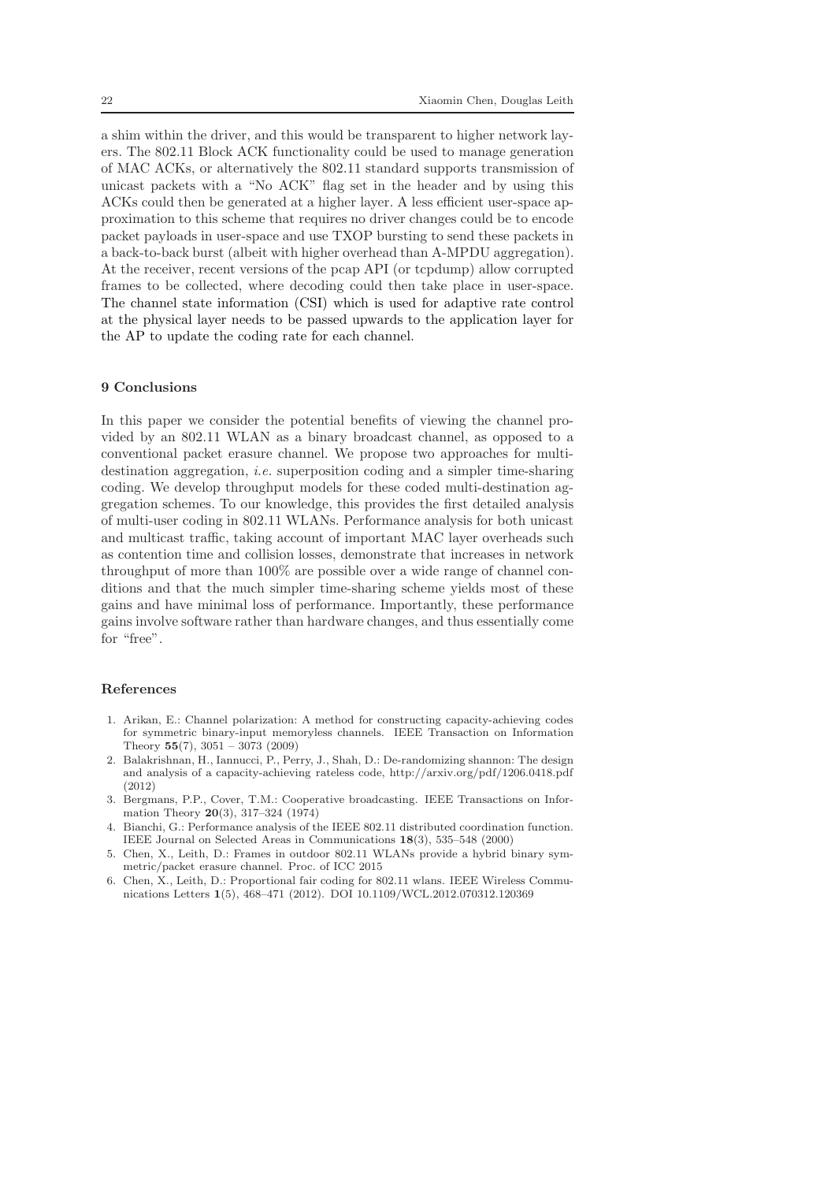a shim within the driver, and this would be transparent to higher network layers. The 802.11 Block ACK functionality could be used to manage generation of MAC ACKs, or alternatively the 802.11 standard supports transmission of unicast packets with a "No ACK" flag set in the header and by using this ACKs could then be generated at a higher layer. A less efficient user-space approximation to this scheme that requires no driver changes could be to encode packet payloads in user-space and use TXOP bursting to send these packets in a back-to-back burst (albeit with higher overhead than A-MPDU aggregation). At the receiver, recent versions of the pcap API (or tcpdump) allow corrupted frames to be collected, where decoding could then take place in user-space. The channel state information (CSI) which is used for adaptive rate control at the physical layer needs to be passed upwards to the application layer for the AP to update the coding rate for each channel.

## 9 Conclusions

In this paper we consider the potential benefits of viewing the channel provided by an 802.11 WLAN as a binary broadcast channel, as opposed to a conventional packet erasure channel. We propose two approaches for multi-destination aggregation, *i.e.* superposition coding and a simpler time-sharing coding. We develop throughput models for these coded multi-destination aggregation schemes. To our knowledge, this provides the first detailed analysis of multi-user coding in 802.11 WLANs. Performance analysis for both unicast and multicast traffic, taking account of important MAC layer overheads such as contention time and collision losses, demonstrate that increases in network throughput of more than 100% are possible over a wide range of channel conditions and that the much simpler time-sharing scheme yields most of these gains and have minimal loss of performance. Importantly, these performance gains involve software rather than hardware changes, and thus essentially come for "free".

## References

1. Arikan, E.: Channel polarization: A method for constructing capacity-achieving codes for symmetric binary-input memoryless channels. IEEE Transaction on Information Theory **55**(7), 3051 – 3073 (2009)
2. Balakrishnan, H., Iannucci, P., Perry, J., Shah, D.: De-randomizing shannon: The design and analysis of a capacity-achieving rateless code, http://arxiv.org/pdf/1206.0418.pdf (2012)
3. Bergmans, P.P., Cover, T.M.: Cooperative broadcasting. IEEE Transactions on Information Theory **20**(3), 317–324 (1974)
4. Bianchi, G.: Performance analysis of the IEEE 802.11 distributed coordination function. IEEE Journal on Selected Areas in Communications **18**(3), 535–548 (2000)
5. Chen, X., Leith, D.: Frames in outdoor 802.11 WLANs provide a hybrid binary symmetric/packet erasure channel. Proc. of ICC 2015
6. Chen, X., Leith, D.: Proportional fair coding for 802.11 wlans. IEEE Wireless Communications Letters **1**(5), 468–471 (2012). DOI 10.1109/WCL.2012.070312.120369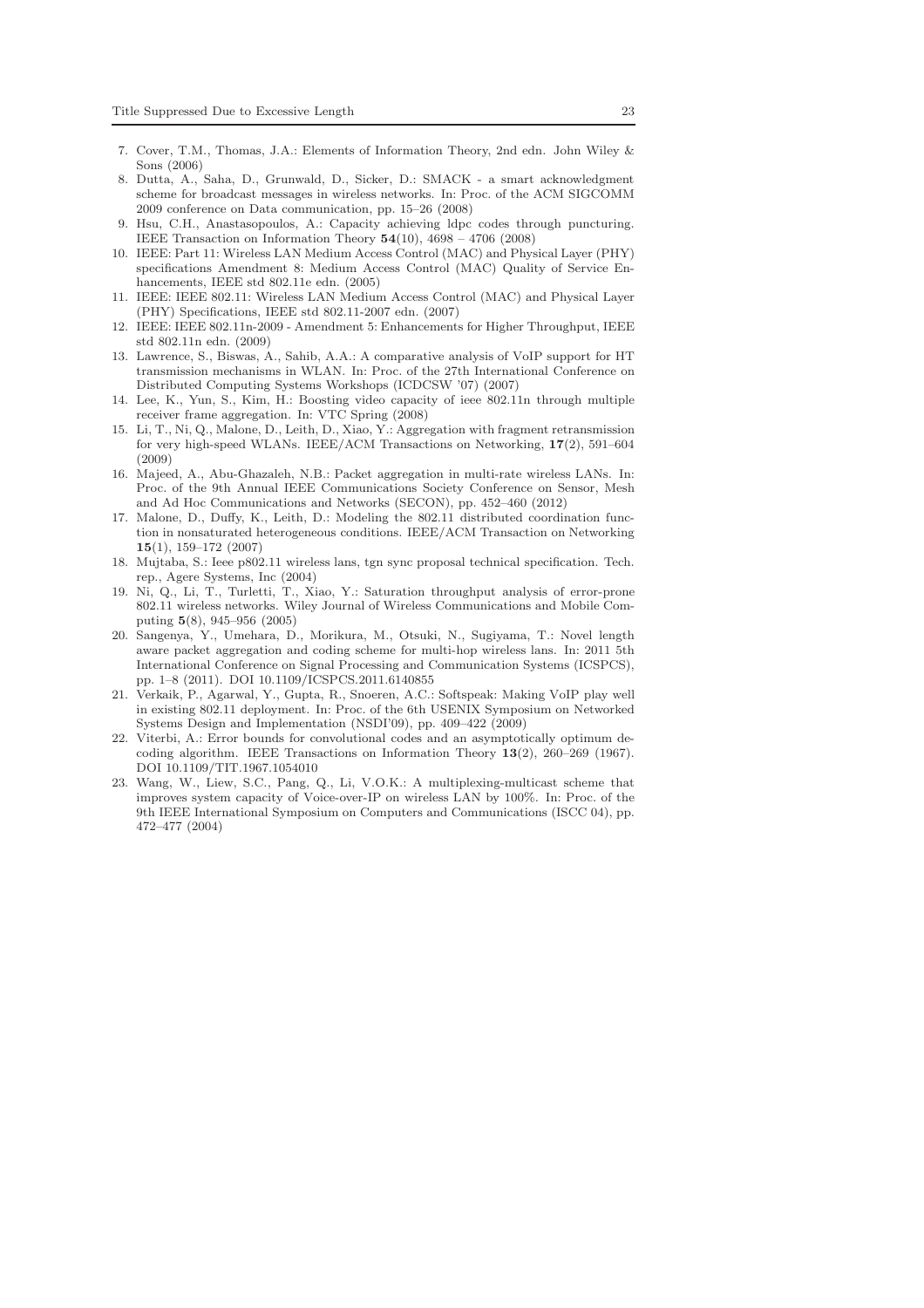7. Cover, T.M., Thomas, J.A.: Elements of Information Theory, 2nd edn. John Wiley & Sons (2006)
8. Dutta, A., Saha, D., Grunwald, D., Sicker, D.: SMACK - a smart acknowledgment scheme for broadcast messages in wireless networks. In: Proc. of the ACM SIGCOMM 2009 conference on Data communication, pp. 15–26 (2008)
9. Hsu, C.H., Anastasopoulos, A.: Capacity achieving ldpc codes through puncturing. IEEE Transaction on Information Theory **54**(10), 4698 – 4706 (2008)
10. IEEE: Part 11: Wireless LAN Medium Access Control (MAC) and Physical Layer (PHY) specifications Amendment 8: Medium Access Control (MAC) Quality of Service Enhancements, IEEE std 802.11e edn. (2005)
11. IEEE: IEEE 802.11: Wireless LAN Medium Access Control (MAC) and Physical Layer (PHY) Specifications, IEEE std 802.11-2007 edn. (2007)
12. IEEE: IEEE 802.11n-2009 - Amendment 5: Enhancements for Higher Throughput, IEEE std 802.11n edn. (2009)
13. Lawrence, S., Biswas, A., Sahib, A.A.: A comparative analysis of VoIP support for HT transmission mechanisms in WLAN. In: Proc. of the 27th International Conference on Distributed Computing Systems Workshops (ICDCSW '07) (2007)
14. Lee, K., Yun, S., Kim, H.: Boosting video capacity of ieee 802.11n through multiple receiver frame aggregation. In: VTC Spring (2008)
15. Li, T., Ni, Q., Malone, D., Leith, D., Xiao, Y.: Aggregation with fragment retransmission for very high-speed WLANs. IEEE/ACM Transactions on Networking, **17**(2), 591–604 (2009)
16. Majeed, A., Abu-Ghazaleh, N.B.: Packet aggregation in multi-rate wireless LANs. In: Proc. of the 9th Annual IEEE Communications Society Conference on Sensor, Mesh and Ad Hoc Communications and Networks (SECON), pp. 452–460 (2012)
17. Malone, D., Duffy, K., Leith, D.: Modeling the 802.11 distributed coordination function in nonsaturated heterogeneous conditions. IEEE/ACM Transaction on Networking **15**(1), 159–172 (2007)
18. Mujtaba, S.: Ieee p802.11 wireless lans, tgn sync proposal technical specification. Tech. rep., Agere Systems, Inc (2004)
19. Ni, Q., Li, T., Turletti, T., Xiao, Y.: Saturation throughput analysis of error-prone 802.11 wireless networks. Wiley Journal of Wireless Communications and Mobile Computing **5**(8), 945–956 (2005)
20. Sangenya, Y., Umehara, D., Morikura, M., Otsuki, N., Sugiyama, T.: Novel length aware packet aggregation and coding scheme for multi-hop wireless lans. In: 2011 5th International Conference on Signal Processing and Communication Systems (ICSPCS), pp. 1–8 (2011). DOI 10.1109/ICSPCS.2011.6140855
21. Verkaik, P., Agarwal, Y., Gupta, R., Snoeren, A.C.: Softspeak: Making VoIP play well in existing 802.11 deployment. In: Proc. of the 6th USENIX Symposium on Networked Systems Design and Implementation (NSDI'09), pp. 409–422 (2009)
22. Viterbi, A.: Error bounds for convolutional codes and an asymptotically optimum decoding algorithm. IEEE Transactions on Information Theory **13**(2), 260–269 (1967). DOI 10.1109/TIT.1967.1054010
23. Wang, W., Liew, S.C., Pang, Q., Li, V.O.K.: A multiplexing-multicast scheme that improves system capacity of Voice-over-IP on wireless LAN by 100%. In: Proc. of the 9th IEEE International Symposium on Computers and Communications (ISCC 04), pp. 472–477 (2004)